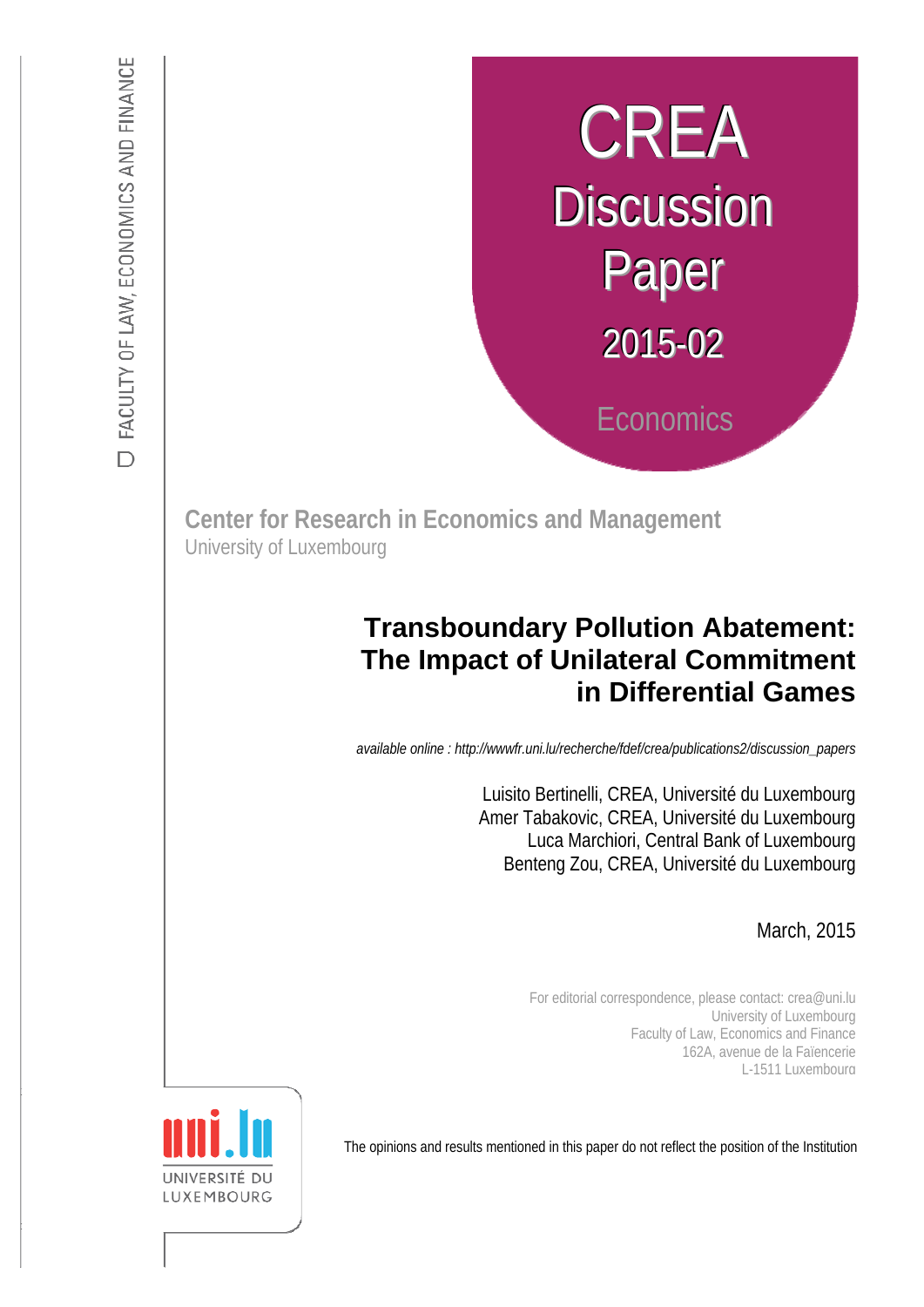FACULTY OF LAW, ECONOMICS AND FINANCE

CREA

Discussion Paper

2015-02

Economics

**Center for Research in Economics and Management**

University of Luxembourg

# Transboundary Pollution Abatement: The Impact of Unilateral Commitment in Differential Games

*available online : http://wwwfr.uni.lu/recherche/fdef/crea/publications2/discussion_papers*

Luisito Bertinelli, CREA, Université du Luxembourg

Amer Tabakovic, CREA, Université du Luxembourg

Luca Marchiori, Central Bank of Luxembourg

Benteng Zou, CREA, Université du Luxembourg

March, 2015

For editorial correspondence, please contact: crea@uni.lu

University of Luxembourg

Faculty of Law, Economics and Finance

162A, avenue de la Faïencerie

L-1511 Luxembourg

UNIVERSITÉ DU LUXEMBOURG

The opinions and results mentioned in this paper do not reflect the position of the Institution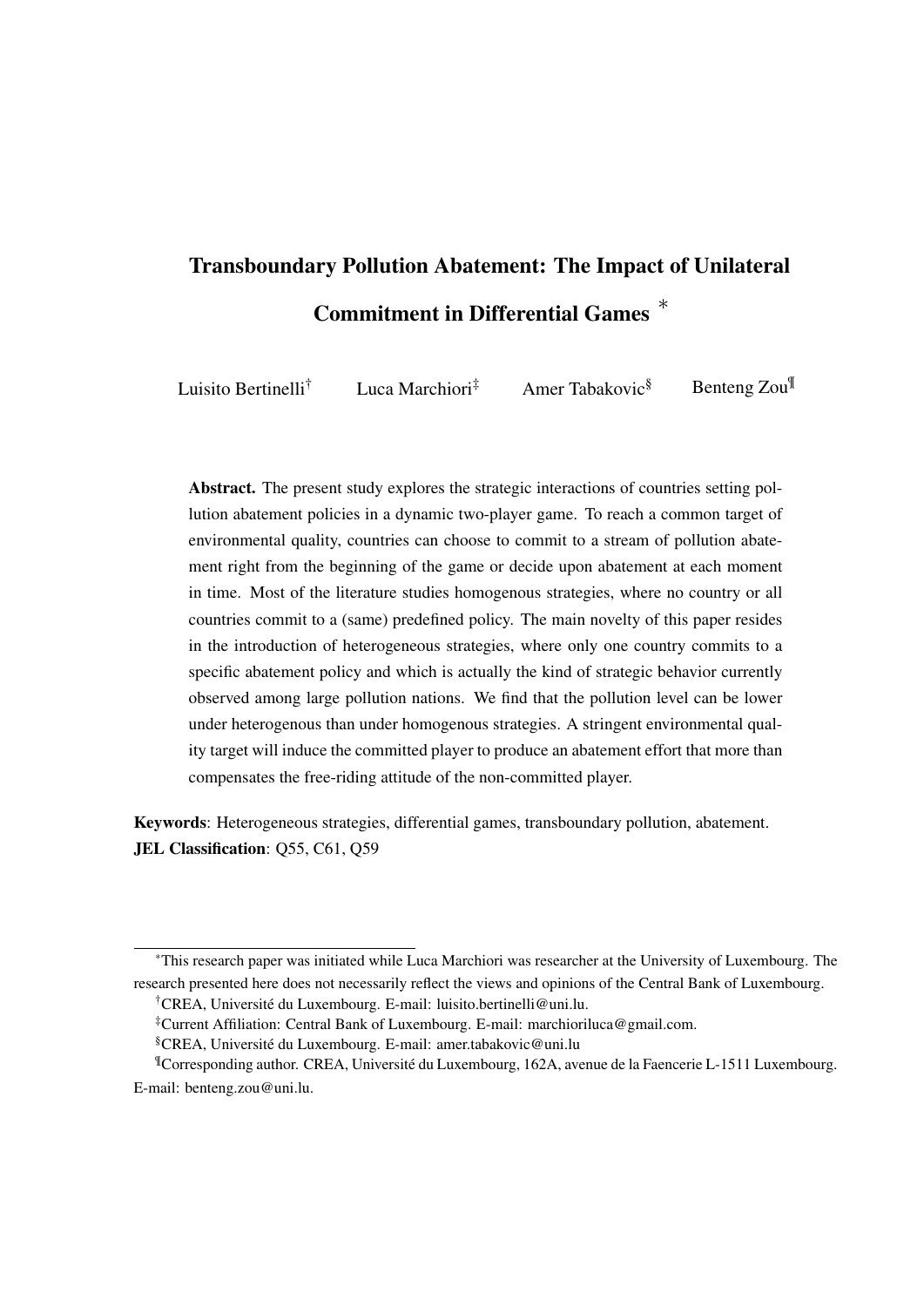# Transboundary Pollution Abatement: The Impact of Unilateral Commitment in Differential Games *

Luisito Bertinelli[†] Luca Marchiori[‡] Amer Tabakovic[§] Benteng Zou[¶]

**Abstract.** The present study explores the strategic interactions of countries setting pollution abatement policies in a dynamic two-player game. To reach a common target of environmental quality, countries can choose to commit to a stream of pollution abatement right from the beginning of the game or decide upon abatement at each moment in time. Most of the literature studies homogenous strategies, where no country or all countries commit to a (same) predefined policy. The main novelty of this paper resides in the introduction of heterogeneous strategies, where only one country commits to a specific abatement policy and which is actually the kind of strategic behavior currently observed among large pollution nations. We find that the pollution level can be lower under heterogenous than under homogenous strategies. A stringent environmental quality target will induce the committed player to produce an abatement effort that more than compensates the free-riding attitude of the non-committed player.

**Keywords**: Heterogeneous strategies, differential games, transboundary pollution, abatement.
**JEL Classification**: Q55, C61, Q59

---

*This research paper was initiated while Luca Marchiori was researcher at the University of Luxembourg. The research presented here does not necessarily reflect the views and opinions of the Central Bank of Luxembourg.

[†]CREA, Université du Luxembourg. E-mail: luisito.bertinelli@uni.lu.

[‡]Current Affiliation: Central Bank of Luxembourg. E-mail: marchioriluca@gmail.com.

[§]CREA, Université du Luxembourg. E-mail: amer.tabakovic@uni.lu

[¶]Corresponding author. CREA, Université du Luxembourg, 162A, avenue de la Faencerie L-1511 Luxembourg. E-mail: benteng.zou@uni.lu.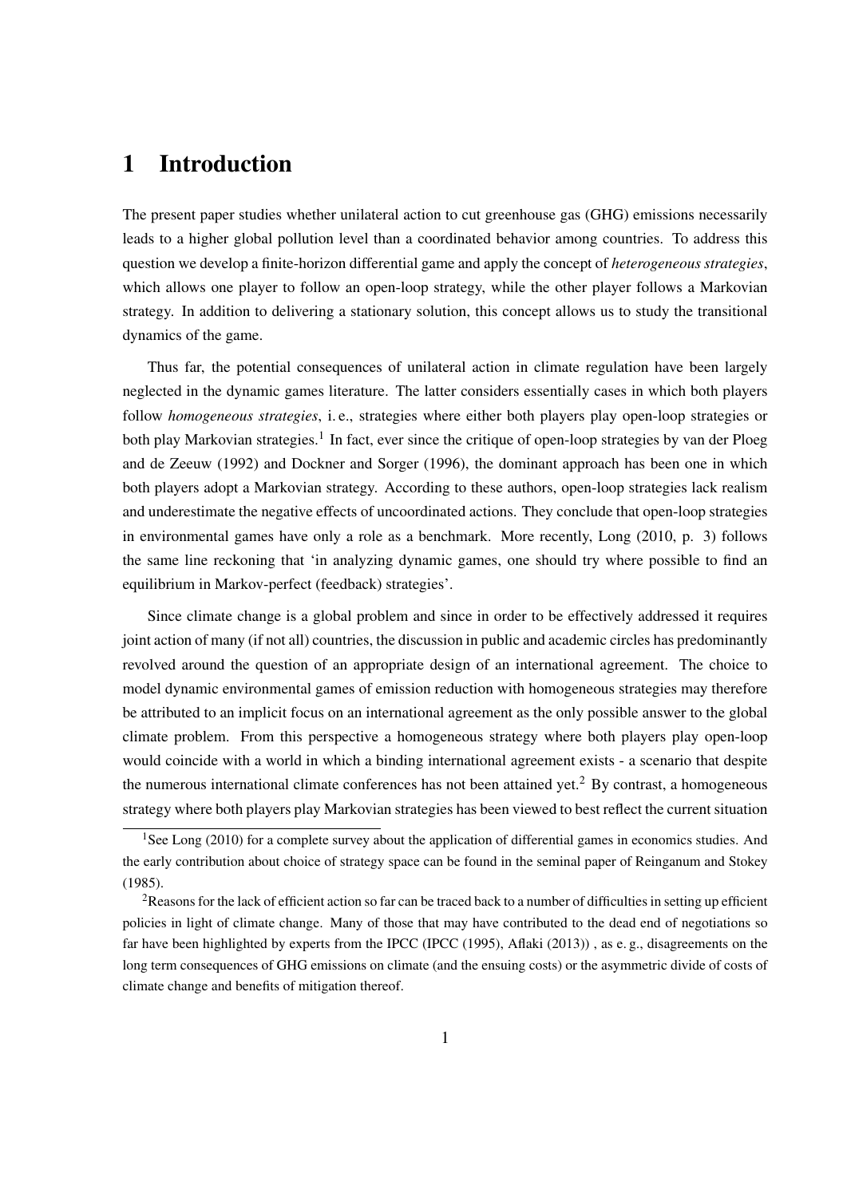# 1 Introduction

The present paper studies whether unilateral action to cut greenhouse gas (GHG) emissions necessarily leads to a higher global pollution level than a coordinated behavior among countries. To address this question we develop a finite-horizon differential game and apply the concept of *heterogeneous strategies*, which allows one player to follow an open-loop strategy, while the other player follows a Markovian strategy. In addition to delivering a stationary solution, this concept allows us to study the transitional dynamics of the game.

Thus far, the potential consequences of unilateral action in climate regulation have been largely neglected in the dynamic games literature. The latter considers essentially cases in which both players follow *homogeneous strategies*, i. e., strategies where either both players play open-loop strategies or both play Markovian strategies.[1] In fact, ever since the critique of open-loop strategies by van der Ploeg and de Zeeuw (1992) and Dockner and Sorger (1996), the dominant approach has been one in which both players adopt a Markovian strategy. According to these authors, open-loop strategies lack realism and underestimate the negative effects of uncoordinated actions. They conclude that open-loop strategies in environmental games have only a role as a benchmark. More recently, Long (2010, p. 3) follows the same line reckoning that 'in analyzing dynamic games, one should try where possible to find an equilibrium in Markov-perfect (feedback) strategies'.

Since climate change is a global problem and since in order to be effectively addressed it requires joint action of many (if not all) countries, the discussion in public and academic circles has predominantly revolved around the question of an appropriate design of an international agreement. The choice to model dynamic environmental games of emission reduction with homogeneous strategies may therefore be attributed to an implicit focus on an international agreement as the only possible answer to the global climate problem. From this perspective a homogeneous strategy where both players play open-loop would coincide with a world in which a binding international agreement exists - a scenario that despite the numerous international climate conferences has not been attained yet.[2] By contrast, a homogeneous strategy where both players play Markovian strategies has been viewed to best reflect the current situation

[1] See Long (2010) for a complete survey about the application of differential games in economics studies. And the early contribution about choice of strategy space can be found in the seminal paper of Reinganum and Stokey (1985).

[2] Reasons for the lack of efficient action so far can be traced back to a number of difficulties in setting up efficient policies in light of climate change. Many of those that may have contributed to the dead end of negotiations so far have been highlighted by experts from the IPCC (IPCC (1995), Aflaki (2013)) , as e. g., disagreements on the long term consequences of GHG emissions on climate (and the ensuing costs) or the asymmetric divide of costs of climate change and benefits of mitigation thereof.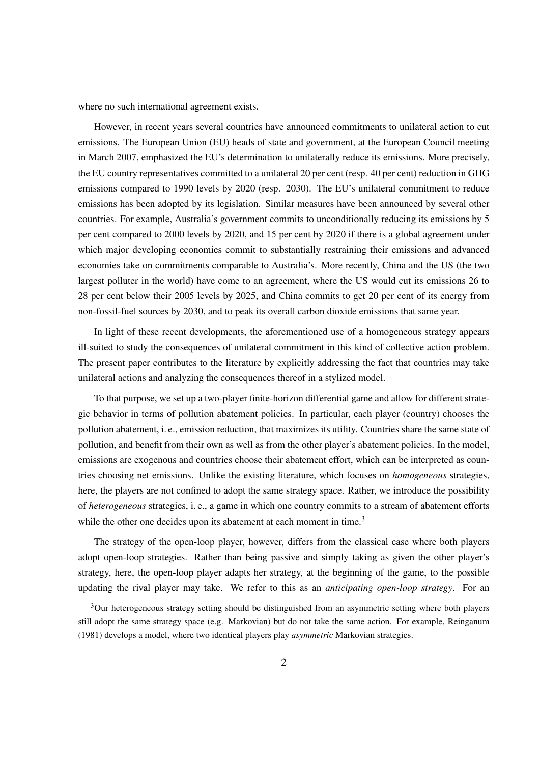where no such international agreement exists.

However, in recent years several countries have announced commitments to unilateral action to cut emissions. The European Union (EU) heads of state and government, at the European Council meeting in March 2007, emphasized the EU's determination to unilaterally reduce its emissions. More precisely, the EU country representatives committed to a unilateral 20 per cent (resp. 40 per cent) reduction in GHG emissions compared to 1990 levels by 2020 (resp. 2030). The EU's unilateral commitment to reduce emissions has been adopted by its legislation. Similar measures have been announced by several other countries. For example, Australia's government commits to unconditionally reducing its emissions by 5 per cent compared to 2000 levels by 2020, and 15 per cent by 2020 if there is a global agreement under which major developing economies commit to substantially restraining their emissions and advanced economies take on commitments comparable to Australia's. More recently, China and the US (the two largest polluter in the world) have come to an agreement, where the US would cut its emissions 26 to 28 per cent below their 2005 levels by 2025, and China commits to get 20 per cent of its energy from non-fossil-fuel sources by 2030, and to peak its overall carbon dioxide emissions that same year.

In light of these recent developments, the aforementioned use of a homogeneous strategy appears ill-suited to study the consequences of unilateral commitment in this kind of collective action problem. The present paper contributes to the literature by explicitly addressing the fact that countries may take unilateral actions and analyzing the consequences thereof in a stylized model.

To that purpose, we set up a two-player finite-horizon differential game and allow for different strategic behavior in terms of pollution abatement policies. In particular, each player (country) chooses the pollution abatement, i. e., emission reduction, that maximizes its utility. Countries share the same state of pollution, and benefit from their own as well as from the other player's abatement policies. In the model, emissions are exogenous and countries choose their abatement effort, which can be interpreted as countries choosing net emissions. Unlike the existing literature, which focuses on *homogeneous* strategies, here, the players are not confined to adopt the same strategy space. Rather, we introduce the possibility of *heterogeneous* strategies, i. e., a game in which one country commits to a stream of abatement efforts while the other one decides upon its abatement at each moment in time.[3]

The strategy of the open-loop player, however, differs from the classical case where both players adopt open-loop strategies. Rather than being passive and simply taking as given the other player's strategy, here, the open-loop player adapts her strategy, at the beginning of the game, to the possible updating the rival player may take. We refer to this as an *anticipating open-loop strategy*. For an

[3]Our heterogeneous strategy setting should be distinguished from an asymmetric setting where both players still adopt the same strategy space (e.g. Markovian) but do not take the same action. For example, Reinganum (1981) develops a model, where two identical players play *asymmetric* Markovian strategies.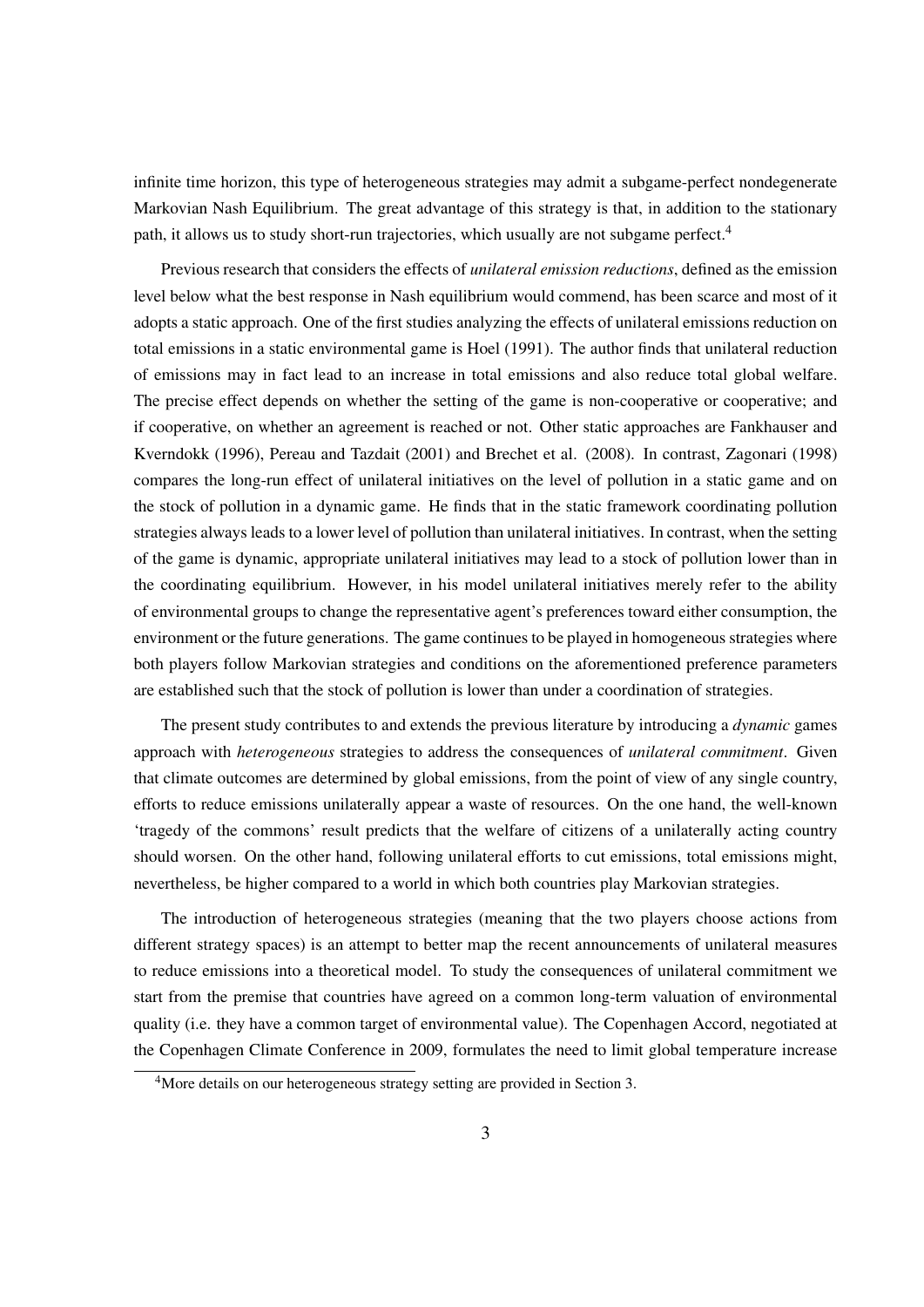infinite time horizon, this type of heterogeneous strategies may admit a subgame-perfect nondegenerate Markovian Nash Equilibrium. The great advantage of this strategy is that, in addition to the stationary path, it allows us to study short-run trajectories, which usually are not subgame perfect.[4]

Previous research that considers the effects of *unilateral emission reductions*, defined as the emission level below what the best response in Nash equilibrium would commend, has been scarce and most of it adopts a static approach. One of the first studies analyzing the effects of unilateral emissions reduction on total emissions in a static environmental game is Hoel (1991). The author finds that unilateral reduction of emissions may in fact lead to an increase in total emissions and also reduce total global welfare. The precise effect depends on whether the setting of the game is non-cooperative or cooperative; and if cooperative, on whether an agreement is reached or not. Other static approaches are Fankhauser and Kverndokk (1996), Pereau and Tazdait (2001) and Brechet et al. (2008). In contrast, Zagonari (1998) compares the long-run effect of unilateral initiatives on the level of pollution in a static game and on the stock of pollution in a dynamic game. He finds that in the static framework coordinating pollution strategies always leads to a lower level of pollution than unilateral initiatives. In contrast, when the setting of the game is dynamic, appropriate unilateral initiatives may lead to a stock of pollution lower than in the coordinating equilibrium. However, in his model unilateral initiatives merely refer to the ability of environmental groups to change the representative agent's preferences toward either consumption, the environment or the future generations. The game continues to be played in homogeneous strategies where both players follow Markovian strategies and conditions on the aforementioned preference parameters are established such that the stock of pollution is lower than under a coordination of strategies.

The present study contributes to and extends the previous literature by introducing a *dynamic* games approach with *heterogeneous* strategies to address the consequences of *unilateral commitment*. Given that climate outcomes are determined by global emissions, from the point of view of any single country, efforts to reduce emissions unilaterally appear a waste of resources. On the one hand, the well-known 'tragedy of the commons' result predicts that the welfare of citizens of a unilaterally acting country should worsen. On the other hand, following unilateral efforts to cut emissions, total emissions might, nevertheless, be higher compared to a world in which both countries play Markovian strategies.

The introduction of heterogeneous strategies (meaning that the two players choose actions from different strategy spaces) is an attempt to better map the recent announcements of unilateral measures to reduce emissions into a theoretical model. To study the consequences of unilateral commitment we start from the premise that countries have agreed on a common long-term valuation of environmental quality (i.e. they have a common target of environmental value). The Copenhagen Accord, negotiated at the Copenhagen Climate Conference in 2009, formulates the need to limit global temperature increase

[4] More details on our heterogeneous strategy setting are provided in Section 3.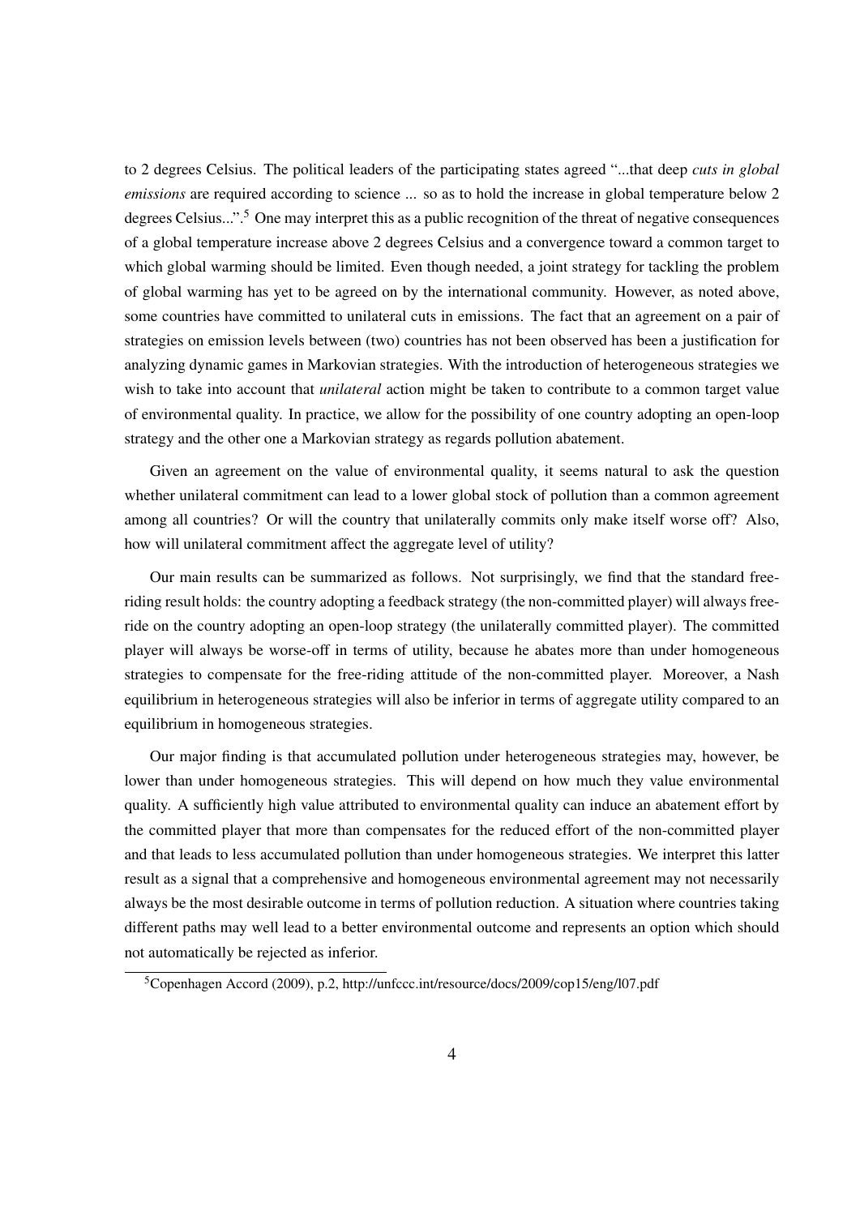to 2 degrees Celsius. The political leaders of the participating states agreed "...that deep *cuts in global emissions* are required according to science ... so as to hold the increase in global temperature below 2 degrees Celsius...".[5] One may interpret this as a public recognition of the threat of negative consequences of a global temperature increase above 2 degrees Celsius and a convergence toward a common target to which global warming should be limited. Even though needed, a joint strategy for tackling the problem of global warming has yet to be agreed on by the international community. However, as noted above, some countries have committed to unilateral cuts in emissions. The fact that an agreement on a pair of strategies on emission levels between (two) countries has not been observed has been a justification for analyzing dynamic games in Markovian strategies. With the introduction of heterogeneous strategies we wish to take into account that *unilateral* action might be taken to contribute to a common target value of environmental quality. In practice, we allow for the possibility of one country adopting an open-loop strategy and the other one a Markovian strategy as regards pollution abatement.

Given an agreement on the value of environmental quality, it seems natural to ask the question whether unilateral commitment can lead to a lower global stock of pollution than a common agreement among all countries? Or will the country that unilaterally commits only make itself worse off? Also, how will unilateral commitment affect the aggregate level of utility?

Our main results can be summarized as follows. Not surprisingly, we find that the standard free-riding result holds: the country adopting a feedback strategy (the non-committed player) will always free-ride on the country adopting an open-loop strategy (the unilaterally committed player). The committed player will always be worse-off in terms of utility, because he abates more than under homogeneous strategies to compensate for the free-riding attitude of the non-committed player. Moreover, a Nash equilibrium in heterogeneous strategies will also be inferior in terms of aggregate utility compared to an equilibrium in homogeneous strategies.

Our major finding is that accumulated pollution under heterogeneous strategies may, however, be lower than under homogeneous strategies. This will depend on how much they value environmental quality. A sufficiently high value attributed to environmental quality can induce an abatement effort by the committed player that more than compensates for the reduced effort of the non-committed player and that leads to less accumulated pollution than under homogeneous strategies. We interpret this latter result as a signal that a comprehensive and homogeneous environmental agreement may not necessarily always be the most desirable outcome in terms of pollution reduction. A situation where countries taking different paths may well lead to a better environmental outcome and represents an option which should not automatically be rejected as inferior.

[5] Copenhagen Accord (2009), p.2, http://unfccc.int/resource/docs/2009/cop15/eng/l07.pdf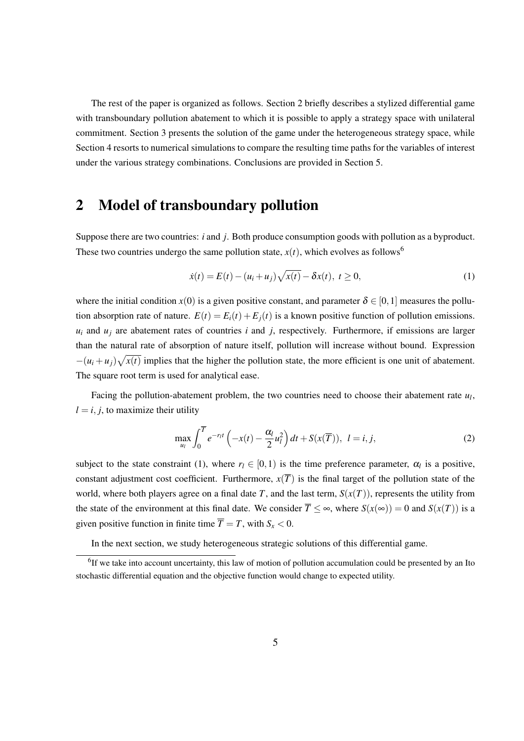The rest of the paper is organized as follows. Section 2 briefly describes a stylized differential game with transboundary pollution abatement to which it is possible to apply a strategy space with unilateral commitment. Section 3 presents the solution of the game under the heterogeneous strategy space, while Section 4 resorts to numerical simulations to compare the resulting time paths for the variables of interest under the various strategy combinations. Conclusions are provided in Section 5.

## 2 Model of transboundary pollution

Suppose there are two countries: $i$ and $j$. Both produce consumption goods with pollution as a byproduct. These two countries undergo the same pollution state, $x(t)$, which evolves as follows[6]

$$\dot{x}(t) = E(t) - (u_i + u_j)\sqrt{x(t)} - \delta x(t),\ t \geq 0, \tag{1}$$

where the initial condition $x(0)$ is a given positive constant, and parameter $\delta \in [0,1]$ measures the pollution absorption rate of nature. $E(t) = E_i(t) + E_j(t)$ is a known positive function of pollution emissions. $u_i$ and $u_j$ are abatement rates of countries $i$ and $j$, respectively. Furthermore, if emissions are larger than the natural rate of absorption of nature itself, pollution will increase without bound. Expression $-(u_i + u_j)\sqrt{x(t)}$ implies that the higher the pollution state, the more efficient is one unit of abatement. The square root term is used for analytical ease.

Facing the pollution-abatement problem, the two countries need to choose their abatement rate $u_l$, $l = i, j$, to maximize their utility

$$\max_{u_l} \int_0^{\overline{T}} e^{-r_l t}\left(-x(t) - \frac{\alpha_l}{2}u_l^2\right)dt + S(x(\overline{T})),\ \ l = i, j, \tag{2}$$

subject to the state constraint (1), where $r_l \in [0,1)$ is the time preference parameter, $\alpha_l$ is a positive, constant adjustment cost coefficient. Furthermore, $x(\overline{T})$ is the final target of the pollution state of the world, where both players agree on a final date $T$, and the last term, $S(x(T))$, represents the utility from the state of the environment at this final date. We consider $\overline{T} \leq \infty$, where $S(x(\infty)) = 0$ and $S(x(T))$ is a given positive function in finite time $\overline{T} = T$, with $S_x < 0$.

In the next section, we study heterogeneous strategic solutions of this differential game.

[6]If we take into account uncertainty, this law of motion of pollution accumulation could be presented by an Ito stochastic differential equation and the objective function would change to expected utility.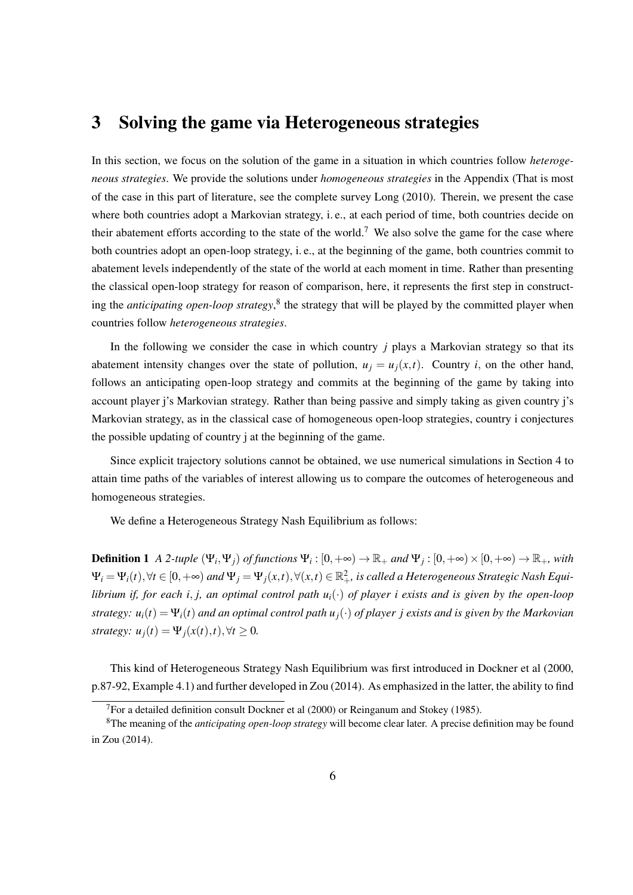# 3 Solving the game via Heterogeneous strategies

In this section, we focus on the solution of the game in a situation in which countries follow *heterogeneous strategies*. We provide the solutions under *homogeneous strategies* in the Appendix (That is most of the case in this part of literature, see the complete survey Long (2010). Therein, we present the case where both countries adopt a Markovian strategy, i. e., at each period of time, both countries decide on their abatement efforts according to the state of the world.[7] We also solve the game for the case where both countries adopt an open-loop strategy, i. e., at the beginning of the game, both countries commit to abatement levels independently of the state of the world at each moment in time. Rather than presenting the classical open-loop strategy for reason of comparison, here, it represents the first step in constructing the *anticipating open-loop strategy*,[8] the strategy that will be played by the committed player when countries follow *heterogeneous strategies*.

In the following we consider the case in which country $j$ plays a Markovian strategy so that its abatement intensity changes over the state of pollution, $u_j = u_j(x,t)$. Country $i$, on the other hand, follows an anticipating open-loop strategy and commits at the beginning of the game by taking into account player j's Markovian strategy. Rather than being passive and simply taking as given country j's Markovian strategy, as in the classical case of homogeneous open-loop strategies, country i conjectures the possible updating of country j at the beginning of the game.

Since explicit trajectory solutions cannot be obtained, we use numerical simulations in Section 4 to attain time paths of the variables of interest allowing us to compare the outcomes of heterogeneous and homogeneous strategies.

We define a Heterogeneous Strategy Nash Equilibrium as follows:

**Definition 1** *A 2-tuple $(\Psi_i, \Psi_j)$ of functions $\Psi_i : [0,+\infty) \to \mathbb{R}_+$ and $\Psi_j : [0,+\infty) \times [0,+\infty) \to \mathbb{R}_+$, with $\Psi_i = \Psi_i(t), \forall t \in [0,+\infty)$ and $\Psi_j = \Psi_j(x,t), \forall (x,t) \in \mathbb{R}^2_+$, is called a Heterogeneous Strategic Nash Equilibrium if, for each $i, j$, an optimal control path $u_i(\cdot)$ of player $i$ exists and is given by the open-loop strategy: $u_i(t) = \Psi_i(t)$ and an optimal control path $u_j(\cdot)$ of player $j$ exists and is given by the Markovian strategy: $u_j(t) = \Psi_j(x(t),t), \forall t \geq 0$.*

This kind of Heterogeneous Strategy Nash Equilibrium was first introduced in Dockner et al (2000, p.87-92, Example 4.1) and further developed in Zou (2014). As emphasized in the latter, the ability to find

[7] For a detailed definition consult Dockner et al (2000) or Reinganum and Stokey (1985).

[8] The meaning of the *anticipating open-loop strategy* will become clear later. A precise definition may be found in Zou (2014).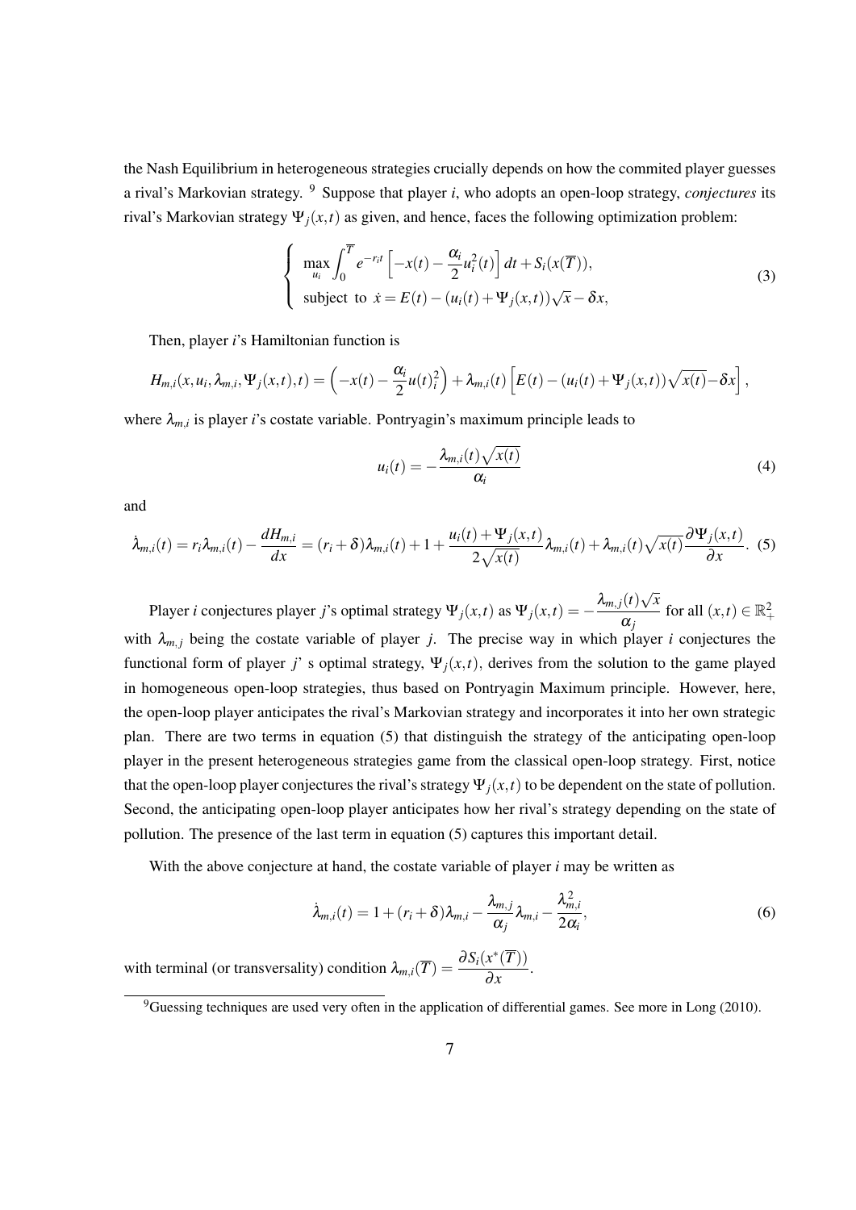the Nash Equilibrium in heterogeneous strategies crucially depends on how the commited player guesses a rival's Markovian strategy. [9] Suppose that player $i$, who adopts an open-loop strategy, *conjectures* its rival's Markovian strategy $\Psi_j(x,t)$ as given, and hence, faces the following optimization problem:

$$\begin{cases} \max_{u_i} \int_0^{\overline{T}} e^{-r_i t}\left[-x(t) - \frac{\alpha_i}{2}u_i^2(t)\right] dt + S_i(x(\overline{T})), \\ \text{subject to } \dot{x} = E(t) - (u_i(t) + \Psi_j(x,t))\sqrt{x} - \delta x, \end{cases} \tag{3}$$

Then, player $i$'s Hamiltonian function is

$$H_{m,i}(x, u_i, \lambda_{m,i}, \Psi_j(x,t), t) = \left(-x(t) - \frac{\alpha_i}{2}u(t)_i^2\right) + \lambda_{m,i}(t)\left[E(t) - (u_i(t) + \Psi_j(x,t))\sqrt{x(t)} - \delta x\right],$$

where $\lambda_{m,i}$ is player $i$'s costate variable. Pontryagin's maximum principle leads to

$$u_i(t) = -\frac{\lambda_{m,i}(t)\sqrt{x(t)}}{\alpha_i} \tag{4}$$

and

$$\dot{\lambda}_{m,i}(t) = r_i \lambda_{m,i}(t) - \frac{dH_{m,i}}{dx} = (r_i + \delta)\lambda_{m,i}(t) + 1 + \frac{u_i(t) + \Psi_j(x,t)}{2\sqrt{x(t)}}\lambda_{m,i}(t) + \lambda_{m,i}(t)\sqrt{x(t)}\frac{\partial \Psi_j(x,t)}{\partial x}. \tag{5}$$

Player $i$ conjectures player $j$'s optimal strategy $\Psi_j(x,t)$ as $\Psi_j(x,t) = -\frac{\lambda_{m,j}(t)\sqrt{x}}{\alpha_j}$ for all $(x,t) \in \mathbb{R}_+^2$ with $\lambda_{m,j}$ being the costate variable of player $j$. The precise way in which player $i$ conjectures the functional form of player $j$' s optimal strategy, $\Psi_j(x,t)$, derives from the solution to the game played in homogeneous open-loop strategies, thus based on Pontryagin Maximum principle. However, here, the open-loop player anticipates the rival's Markovian strategy and incorporates it into her own strategic plan. There are two terms in equation (5) that distinguish the strategy of the anticipating open-loop player in the present heterogeneous strategies game from the classical open-loop strategy. First, notice that the open-loop player conjectures the rival's strategy $\Psi_j(x,t)$ to be dependent on the state of pollution. Second, the anticipating open-loop player anticipates how her rival's strategy depending on the state of pollution. The presence of the last term in equation (5) captures this important detail.

With the above conjecture at hand, the costate variable of player $i$ may be written as

$$\dot{\lambda}_{m,i}(t) = 1 + (r_i + \delta)\lambda_{m,i} - \frac{\lambda_{m,j}}{\alpha_j}\lambda_{m,i} - \frac{\lambda_{m,i}^2}{2\alpha_i}, \tag{6}$$

with terminal (or transversality) condition $\lambda_{m,i}(\overline{T}) = \frac{\partial S_i(x^*(\overline{T}))}{\partial x}$.

[9] Guessing techniques are used very often in the application of differential games. See more in Long (2010).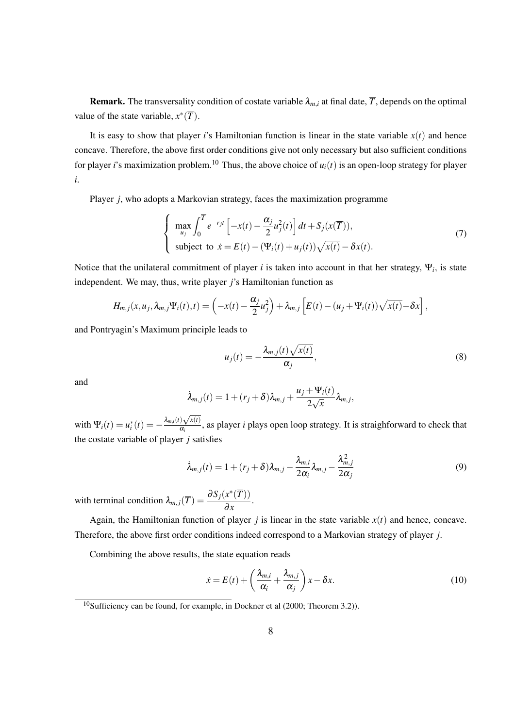**Remark.** The transversality condition of costate variable $\lambda_{m,i}$ at final date, $\overline{T}$, depends on the optimal value of the state variable, $x^*(\overline{T})$.

It is easy to show that player $i$'s Hamiltonian function is linear in the state variable $x(t)$ and hence concave. Therefore, the above first order conditions give not only necessary but also sufficient conditions for player $i$'s maximization problem.[10] Thus, the above choice of $u_i(t)$ is an open-loop strategy for player $i$.

Player $j$, who adopts a Markovian strategy, faces the maximization programme

$$\begin{cases} \max\limits_{u_j} \displaystyle\int_0^{\overline{T}} e^{-r_j t} \left[ -x(t) - \frac{\alpha_j}{2} u_j^2(t) \right] dt + S_j(x(\overline{T})), \\ \text{subject to } \dot{x} = E(t) - (\Psi_i(t) + u_j(t))\sqrt{x(t)} - \delta x(t). \end{cases} \tag{7}$$

Notice that the unilateral commitment of player $i$ is taken into account in that her strategy, $\Psi_i$, is state independent. We may, thus, write player $j$'s Hamiltonian function as

$$H_{m,j}(x, u_j, \lambda_{m,j} \Psi_i(t), t) = \left( -x(t) - \frac{\alpha_j}{2} u_j^2 \right) + \lambda_{m,j} \left[ E(t) - (u_j + \Psi_i(t))\sqrt{x(t)} - \delta x \right],$$

and Pontryagin's Maximum principle leads to

$$u_j(t) = -\frac{\lambda_{m,j}(t)\sqrt{x(t)}}{\alpha_j}, \tag{8}$$

and

$$\dot{\lambda}_{m,j}(t) = 1 + (r_j + \delta)\lambda_{m,j} + \frac{u_j + \Psi_i(t)}{2\sqrt{x}} \lambda_{m,j},$$

with $\Psi_i(t) = u_i^*(t) = -\frac{\lambda_{m,i}(t)\sqrt{x(t)}}{\alpha_i}$, as player $i$ plays open loop strategy. It is straighforward to check that the costate variable of player $j$ satisfies

$$\dot{\lambda}_{m,j}(t) = 1 + (r_j + \delta)\lambda_{m,j} - \frac{\lambda_{m,i}}{2\alpha_i} \lambda_{m,j} - \frac{\lambda_{m,j}^2}{2\alpha_j} \tag{9}$$

with terminal condition $\lambda_{m,j}(\overline{T}) = \dfrac{\partial S_j(x^*(\overline{T}))}{\partial x}$.

Again, the Hamiltonian function of player $j$ is linear in the state variable $x(t)$ and hence, concave. Therefore, the above first order conditions indeed correspond to a Markovian strategy of player $j$.

Combining the above results, the state equation reads

$$\dot{x} = E(t) + \left( \frac{\lambda_{m,i}}{\alpha_i} + \frac{\lambda_{m,j}}{\alpha_j} \right) x - \delta x. \tag{10}$$

[10] Sufficiency can be found, for example, in Dockner et al (2000; Theorem 3.2)).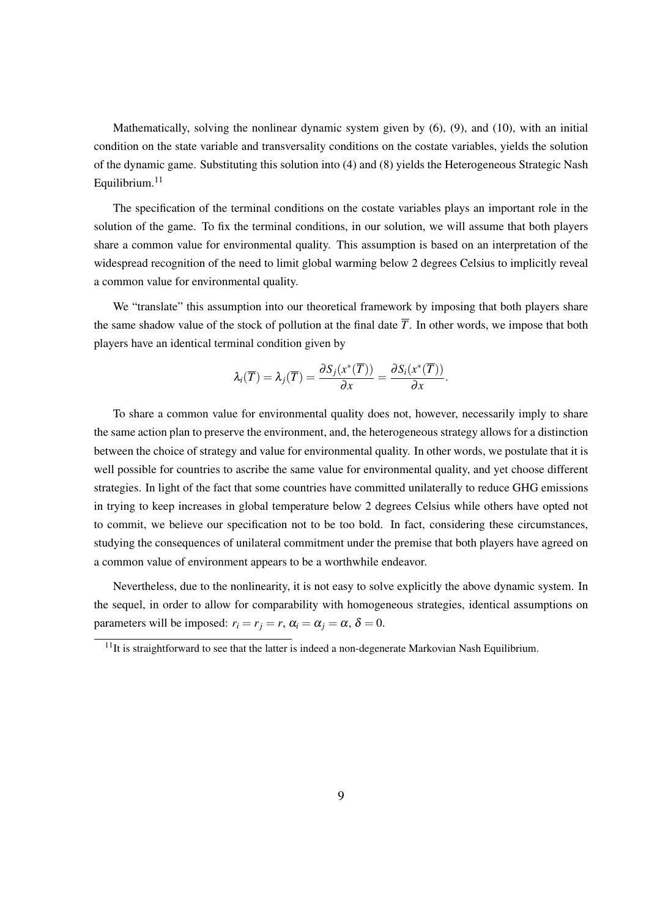Mathematically, solving the nonlinear dynamic system given by (6), (9), and (10), with an initial condition on the state variable and transversality conditions on the costate variables, yields the solution of the dynamic game. Substituting this solution into (4) and (8) yields the Heterogeneous Strategic Nash Equilibrium.[11]

The specification of the terminal conditions on the costate variables plays an important role in the solution of the game. To fix the terminal conditions, in our solution, we will assume that both players share a common value for environmental quality. This assumption is based on an interpretation of the widespread recognition of the need to limit global warming below 2 degrees Celsius to implicitly reveal a common value for environmental quality.

We "translate" this assumption into our theoretical framework by imposing that both players share the same shadow value of the stock of pollution at the final date $\overline{T}$. In other words, we impose that both players have an identical terminal condition given by

$$\lambda_i(\overline{T}) = \lambda_j(\overline{T}) = \frac{\partial S_j(x^*(\overline{T}))}{\partial x} = \frac{\partial S_i(x^*(\overline{T}))}{\partial x}.$$

To share a common value for environmental quality does not, however, necessarily imply to share the same action plan to preserve the environment, and, the heterogeneous strategy allows for a distinction between the choice of strategy and value for environmental quality. In other words, we postulate that it is well possible for countries to ascribe the same value for environmental quality, and yet choose different strategies. In light of the fact that some countries have committed unilaterally to reduce GHG emissions in trying to keep increases in global temperature below 2 degrees Celsius while others have opted not to commit, we believe our specification not to be too bold. In fact, considering these circumstances, studying the consequences of unilateral commitment under the premise that both players have agreed on a common value of environment appears to be a worthwhile endeavor.

Nevertheless, due to the nonlinearity, it is not easy to solve explicitly the above dynamic system. In the sequel, in order to allow for comparability with homogeneous strategies, identical assumptions on parameters will be imposed: $r_i = r_j = r$, $\alpha_i = \alpha_j = \alpha$, $\delta = 0$.

[11] It is straightforward to see that the latter is indeed a non-degenerate Markovian Nash Equilibrium.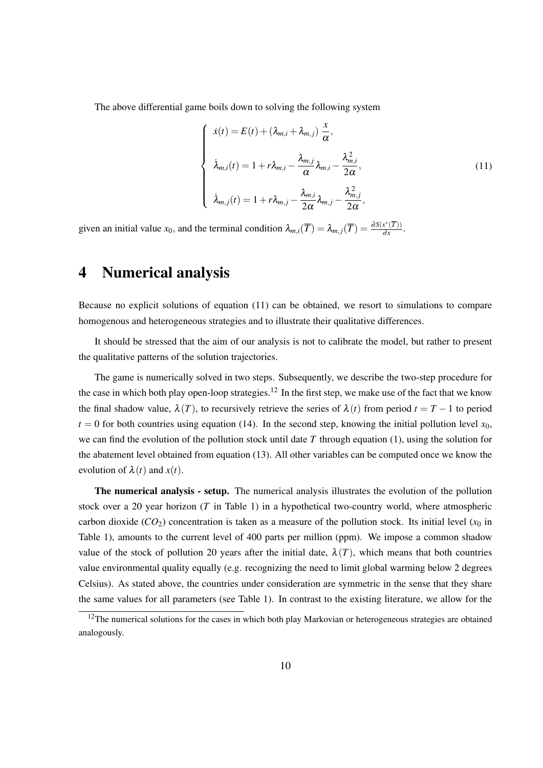The above differential game boils down to solving the following system

$$
\begin{cases}
\dot{x}(t) = E(t) + (\lambda_{m,i} + \lambda_{m,j}) \dfrac{x}{\alpha}, \\[2ex]
\dot{\lambda}_{m,i}(t) = 1 + r\lambda_{m,i} - \dfrac{\lambda_{m,j}}{\alpha}\lambda_{m,i} - \dfrac{\lambda_{m,i}^2}{2\alpha}, \\[2ex]
\dot{\lambda}_{m,j}(t) = 1 + r\lambda_{m,j} - \dfrac{\lambda_{m,i}}{2\alpha}\lambda_{m,j} - \dfrac{\lambda_{m,j}^2}{2\alpha},
\end{cases}
\tag{11}
$$

given an initial value $x_0$, and the terminal condition $\lambda_{m,i}(\overline{T}) = \lambda_{m,j}(\overline{T}) = \frac{\partial S(x^*(\overline{T}))}{\partial x}$.

# 4 Numerical analysis

Because no explicit solutions of equation (11) can be obtained, we resort to simulations to compare homogenous and heterogeneous strategies and to illustrate their qualitative differences.

It should be stressed that the aim of our analysis is not to calibrate the model, but rather to present the qualitative patterns of the solution trajectories.

The game is numerically solved in two steps. Subsequently, we describe the two-step procedure for the case in which both play open-loop strategies.[12] In the first step, we make use of the fact that we know the final shadow value, $\lambda(T)$, to recursively retrieve the series of $\lambda(t)$ from period $t = T - 1$ to period $t = 0$ for both countries using equation (14). In the second step, knowing the initial pollution level $x_0$, we can find the evolution of the pollution stock until date $T$ through equation (1), using the solution for the abatement level obtained from equation (13). All other variables can be computed once we know the evolution of $\lambda(t)$ and $x(t)$.

**The numerical analysis - setup.** The numerical analysis illustrates the evolution of the pollution stock over a 20 year horizon ($T$ in Table 1) in a hypothetical two-country world, where atmospheric carbon dioxide ($CO_2$) concentration is taken as a measure of the pollution stock. Its initial level ($x_0$ in Table 1), amounts to the current level of 400 parts per million (ppm). We impose a common shadow value of the stock of pollution 20 years after the initial date, $\lambda(T)$, which means that both countries value environmental quality equally (e.g. recognizing the need to limit global warming below 2 degrees Celsius). As stated above, the countries under consideration are symmetric in the sense that they share the same values for all parameters (see Table 1). In contrast to the existing literature, we allow for the

[12] The numerical solutions for the cases in which both play Markovian or heterogeneous strategies are obtained analogously.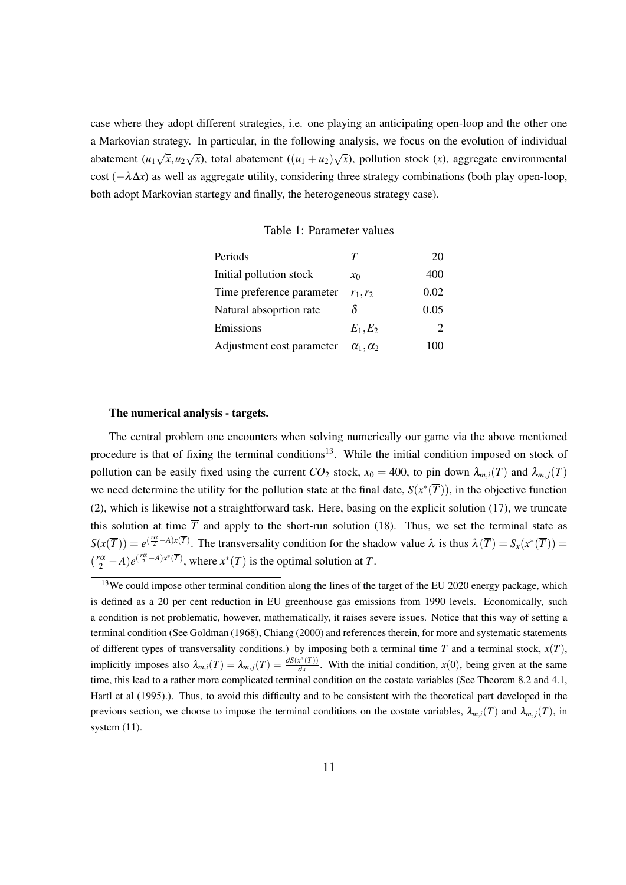case where they adopt different strategies, i.e. one playing an anticipating open-loop and the other one a Markovian strategy. In particular, in the following analysis, we focus on the evolution of individual abatement ($u_1\sqrt{x}, u_2\sqrt{x}$), total abatement ($(u_1+u_2)\sqrt{x}$), pollution stock ($x$), aggregate environmental cost ($-\lambda\Delta x$) as well as aggregate utility, considering three strategy combinations (both play open-loop, both adopt Markovian startegy and finally, the heterogeneous strategy case).

Table 1: Parameter values

| | | |
|---|---|---|
| Periods | $T$ | 20 |
| Initial pollution stock | $x_0$ | 400 |
| Time preference parameter | $r_1, r_2$ | 0.02 |
| Natural absoprtion rate | $\delta$ | 0.05 |
| Emissions | $E_1, E_2$ | 2 |
| Adjustment cost parameter | $\alpha_1, \alpha_2$ | 100 |

**The numerical analysis - targets.**

The central problem one encounters when solving numerically our game via the above mentioned procedure is that of fixing the terminal conditions[13]. While the initial condition imposed on stock of pollution can be easily fixed using the current $CO_2$ stock, $x_0 = 400$, to pin down $\lambda_{m,i}(\overline{T})$ and $\lambda_{m,j}(\overline{T})$ we need determine the utility for the pollution state at the final date, $S(x^*(\overline{T}))$, in the objective function (2), which is likewise not a straightforward task. Here, basing on the explicit solution (17), we truncate this solution at time $\overline{T}$ and apply to the short-run solution (18). Thus, we set the terminal state as $S(x(\overline{T})) = e^{(\frac{r\alpha}{2}-A)x(\overline{T})}$. The transversality condition for the shadow value $\lambda$ is thus $\lambda(\overline{T}) = S_x(x^*(\overline{T})) = (\frac{r\alpha}{2}-A)e^{(\frac{r\alpha}{2}-A)x^*(\overline{T})}$, where $x^*(\overline{T})$ is the optimal solution at $\overline{T}$.

[13]We could impose other terminal condition along the lines of the target of the EU 2020 energy package, which is defined as a 20 per cent reduction in EU greenhouse gas emissions from 1990 levels. Economically, such a condition is not problematic, however, mathematically, it raises severe issues. Notice that this way of setting a terminal condition (See Goldman (1968), Chiang (2000) and references therein, for more and systematic statements of different types of transversality conditions.) by imposing both a terminal time $T$ and a terminal stock, $x(T)$, implicitly imposes also $\lambda_{m,i}(T) = \lambda_{m,j}(T) = \frac{\partial S(x^*(\overline{T}))}{\partial x}$. With the initial condition, $x(0)$, being given at the same time, this lead to a rather more complicated terminal condition on the costate variables (See Theorem 8.2 and 4.1, Hartl et al (1995).). Thus, to avoid this difficulty and to be consistent with the theoretical part developed in the previous section, we choose to impose the terminal conditions on the costate variables, $\lambda_{m,i}(\overline{T})$ and $\lambda_{m,j}(\overline{T})$, in system (11).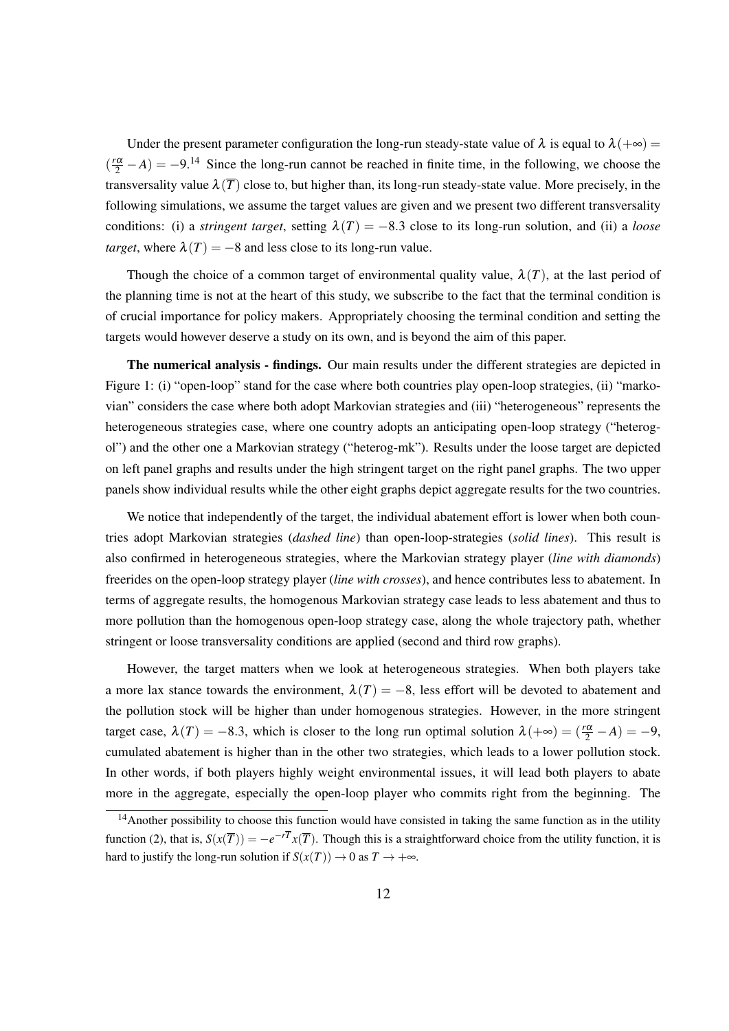Under the present parameter configuration the long-run steady-state value of $\lambda$ is equal to $\lambda(+\infty) = (\frac{r\alpha}{2} - A) = -9$.[14] Since the long-run cannot be reached in finite time, in the following, we choose the transversality value $\lambda(\overline{T})$ close to, but higher than, its long-run steady-state value. More precisely, in the following simulations, we assume the target values are given and we present two different transversality conditions: (i) a *stringent target*, setting $\lambda(T) = -8.3$ close to its long-run solution, and (ii) a *loose target*, where $\lambda(T) = -8$ and less close to its long-run value.

Though the choice of a common target of environmental quality value, $\lambda(T)$, at the last period of the planning time is not at the heart of this study, we subscribe to the fact that the terminal condition is of crucial importance for policy makers. Appropriately choosing the terminal condition and setting the targets would however deserve a study on its own, and is beyond the aim of this paper.

**The numerical analysis - findings.** Our main results under the different strategies are depicted in Figure 1: (i) "open-loop" stand for the case where both countries play open-loop strategies, (ii) "markovian" considers the case where both adopt Markovian strategies and (iii) "heterogeneous" represents the heterogeneous strategies case, where one country adopts an anticipating open-loop strategy ("heterog-ol") and the other one a Markovian strategy ("heterog-mk"). Results under the loose target are depicted on left panel graphs and results under the high stringent target on the right panel graphs. The two upper panels show individual results while the other eight graphs depict aggregate results for the two countries.

We notice that independently of the target, the individual abatement effort is lower when both countries adopt Markovian strategies (*dashed line*) than open-loop-strategies (*solid lines*). This result is also confirmed in heterogeneous strategies, where the Markovian strategy player (*line with diamonds*) freerides on the open-loop strategy player (*line with crosses*), and hence contributes less to abatement. In terms of aggregate results, the homogenous Markovian strategy case leads to less abatement and thus to more pollution than the homogenous open-loop strategy case, along the whole trajectory path, whether stringent or loose transversality conditions are applied (second and third row graphs).

However, the target matters when we look at heterogeneous strategies. When both players take a more lax stance towards the environment, $\lambda(T) = -8$, less effort will be devoted to abatement and the pollution stock will be higher than under homogenous strategies. However, in the more stringent target case, $\lambda(T) = -8.3$, which is closer to the long run optimal solution $\lambda(+\infty) = (\frac{r\alpha}{2} - A) = -9$, cumulated abatement is higher than in the other two strategies, which leads to a lower pollution stock. In other words, if both players highly weight environmental issues, it will lead both players to abate more in the aggregate, especially the open-loop player who commits right from the beginning. The

[14] Another possibility to choose this function would have consisted in taking the same function as in the utility function (2), that is, $S(x(\overline{T})) = -e^{-r\overline{T}}x(\overline{T})$. Though this is a straightforward choice from the utility function, it is hard to justify the long-run solution if $S(x(T)) \to 0$ as $T \to +\infty$.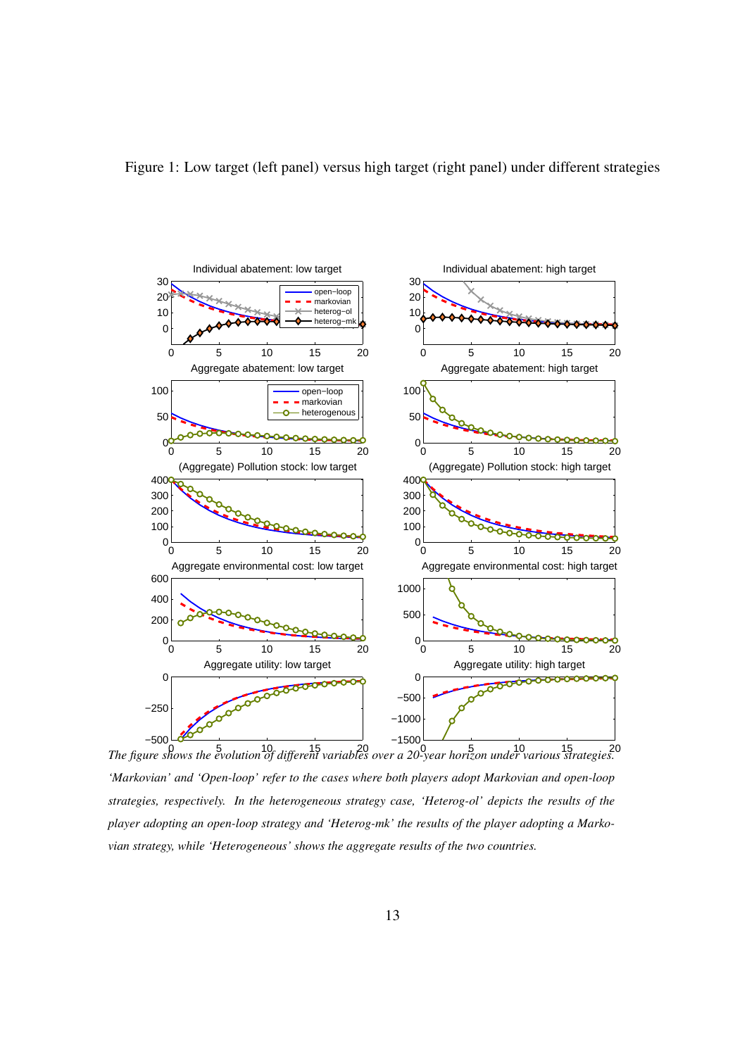Figure 1: Low target (left panel) versus high target (right panel) under different strategies

*The figure shows the evolution of different variables over a 20-year horizon under various strategies. 'Markovian' and 'Open-loop' refer to the cases where both players adopt Markovian and open-loop strategies, respectively. In the heterogeneous strategy case, 'Heterog-ol' depicts the results of the player adopting an open-loop strategy and 'Heterog-mk' the results of the player adopting a Markovian strategy, while 'Heterogeneous' shows the aggregate results of the two countries.*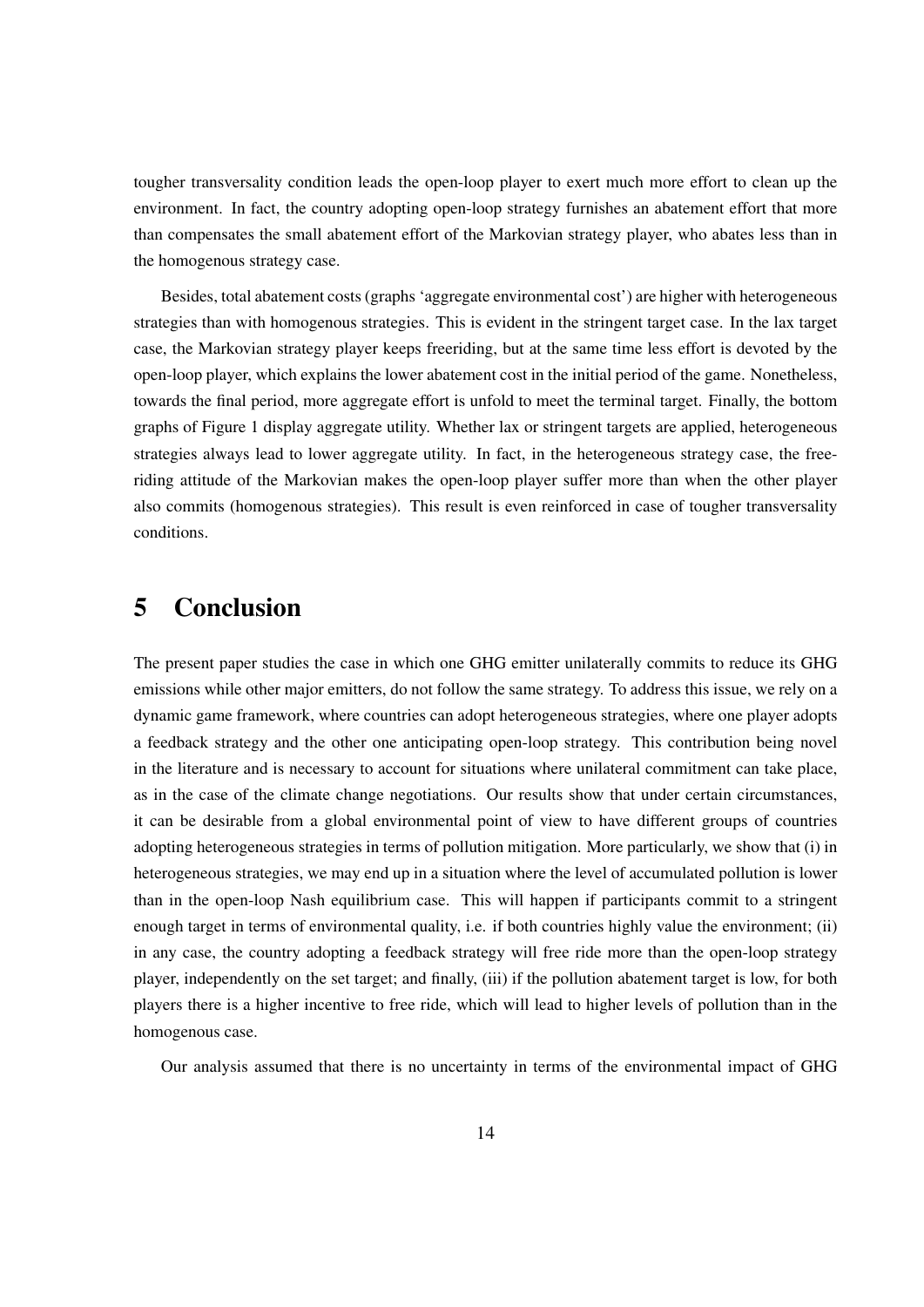tougher transversality condition leads the open-loop player to exert much more effort to clean up the environment. In fact, the country adopting open-loop strategy furnishes an abatement effort that more than compensates the small abatement effort of the Markovian strategy player, who abates less than in the homogenous strategy case.

Besides, total abatement costs (graphs 'aggregate environmental cost') are higher with heterogeneous strategies than with homogenous strategies. This is evident in the stringent target case. In the lax target case, the Markovian strategy player keeps freeriding, but at the same time less effort is devoted by the open-loop player, which explains the lower abatement cost in the initial period of the game. Nonetheless, towards the final period, more aggregate effort is unfold to meet the terminal target. Finally, the bottom graphs of Figure 1 display aggregate utility. Whether lax or stringent targets are applied, heterogeneous strategies always lead to lower aggregate utility. In fact, in the heterogeneous strategy case, the free-riding attitude of the Markovian makes the open-loop player suffer more than when the other player also commits (homogenous strategies). This result is even reinforced in case of tougher transversality conditions.

# 5 Conclusion

The present paper studies the case in which one GHG emitter unilaterally commits to reduce its GHG emissions while other major emitters, do not follow the same strategy. To address this issue, we rely on a dynamic game framework, where countries can adopt heterogeneous strategies, where one player adopts a feedback strategy and the other one anticipating open-loop strategy. This contribution being novel in the literature and is necessary to account for situations where unilateral commitment can take place, as in the case of the climate change negotiations. Our results show that under certain circumstances, it can be desirable from a global environmental point of view to have different groups of countries adopting heterogeneous strategies in terms of pollution mitigation. More particularly, we show that (i) in heterogeneous strategies, we may end up in a situation where the level of accumulated pollution is lower than in the open-loop Nash equilibrium case. This will happen if participants commit to a stringent enough target in terms of environmental quality, i.e. if both countries highly value the environment; (ii) in any case, the country adopting a feedback strategy will free ride more than the open-loop strategy player, independently on the set target; and finally, (iii) if the pollution abatement target is low, for both players there is a higher incentive to free ride, which will lead to higher levels of pollution than in the homogenous case.

Our analysis assumed that there is no uncertainty in terms of the environmental impact of GHG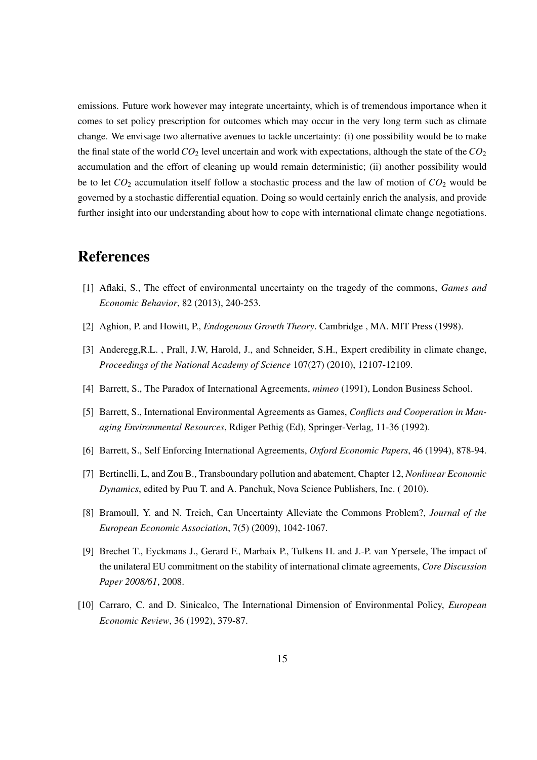emissions. Future work however may integrate uncertainty, which is of tremendous importance when it comes to set policy prescription for outcomes which may occur in the very long term such as climate change. We envisage two alternative avenues to tackle uncertainty: (i) one possibility would be to make the final state of the world $CO_2$ level uncertain and work with expectations, although the state of the $CO_2$ accumulation and the effort of cleaning up would remain deterministic; (ii) another possibility would be to let $CO_2$ accumulation itself follow a stochastic process and the law of motion of $CO_2$ would be governed by a stochastic differential equation. Doing so would certainly enrich the analysis, and provide further insight into our understanding about how to cope with international climate change negotiations.

# References

[1] Aflaki, S., The effect of environmental uncertainty on the tragedy of the commons, *Games and Economic Behavior*, 82 (2013), 240-253.

[2] Aghion, P. and Howitt, P., *Endogenous Growth Theory*. Cambridge , MA. MIT Press (1998).

[3] Anderegg,R.L. , Prall, J.W, Harold, J., and Schneider, S.H., Expert credibility in climate change, *Proceedings of the National Academy of Science* 107(27) (2010), 12107-12109.

[4] Barrett, S., The Paradox of International Agreements, *mimeo* (1991), London Business School.

[5] Barrett, S., International Environmental Agreements as Games, *Conflicts and Cooperation in Managing Environmental Resources*, Rdiger Pethig (Ed), Springer-Verlag, 11-36 (1992).

[6] Barrett, S., Self Enforcing International Agreements, *Oxford Economic Papers*, 46 (1994), 878-94.

[7] Bertinelli, L, and Zou B., Transboundary pollution and abatement, Chapter 12, *Nonlinear Economic Dynamics*, edited by Puu T. and A. Panchuk, Nova Science Publishers, Inc. ( 2010).

[8] Bramoull, Y. and N. Treich, Can Uncertainty Alleviate the Commons Problem?, *Journal of the European Economic Association*, 7(5) (2009), 1042-1067.

[9] Brechet T., Eyckmans J., Gerard F., Marbaix P., Tulkens H. and J.-P. van Ypersele, The impact of the unilateral EU commitment on the stability of international climate agreements, *Core Discussion Paper 2008/61*, 2008.

[10] Carraro, C. and D. Sinicalco, The International Dimension of Environmental Policy, *European Economic Review*, 36 (1992), 379-87.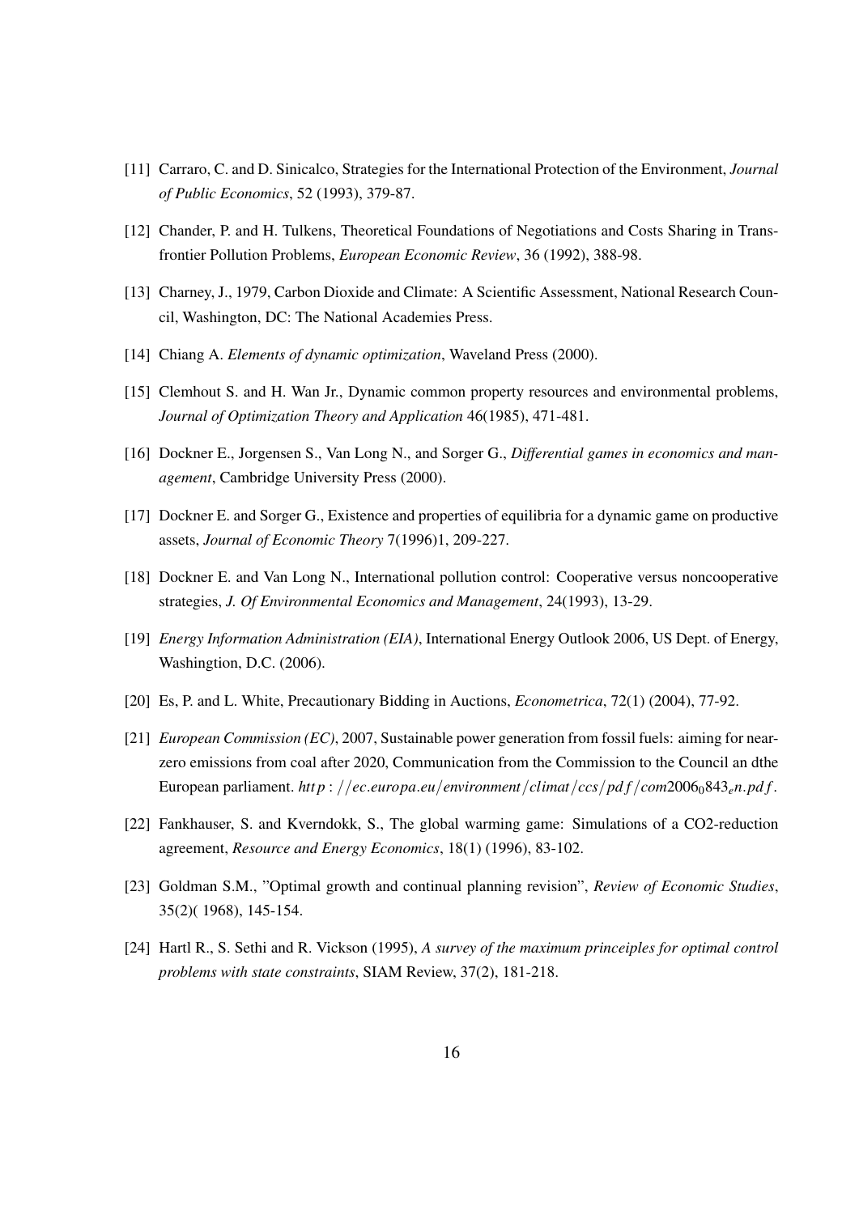[11] Carraro, C. and D. Sinicalco, Strategies for the International Protection of the Environment, *Journal of Public Economics*, 52 (1993), 379-87.

[12] Chander, P. and H. Tulkens, Theoretical Foundations of Negotiations and Costs Sharing in Transfrontier Pollution Problems, *European Economic Review*, 36 (1992), 388-98.

[13] Charney, J., 1979, Carbon Dioxide and Climate: A Scientific Assessment, National Research Council, Washington, DC: The National Academies Press.

[14] Chiang A. *Elements of dynamic optimization*, Waveland Press (2000).

[15] Clemhout S. and H. Wan Jr., Dynamic common property resources and environmental problems, *Journal of Optimization Theory and Application* 46(1985), 471-481.

[16] Dockner E., Jorgensen S., Van Long N., and Sorger G., *Differential games in economics and management*, Cambridge University Press (2000).

[17] Dockner E. and Sorger G., Existence and properties of equilibria for a dynamic game on productive assets, *Journal of Economic Theory* 7(1996)1, 209-227.

[18] Dockner E. and Van Long N., International pollution control: Cooperative versus noncooperative strategies, *J. Of Environmental Economics and Management*, 24(1993), 13-29.

[19] *Energy Information Administration (EIA)*, International Energy Outlook 2006, US Dept. of Energy, Washingtion, D.C. (2006).

[20] Es, P. and L. White, Precautionary Bidding in Auctions, *Econometrica*, 72(1) (2004), 77-92.

[21] *European Commission (EC)*, 2007, Sustainable power generation from fossil fuels: aiming for near-zero emissions from coal after 2020, Communication from the Commission to the Council an dthe European parliament. $http://ec.europa.eu/environment/climat/ccs/pdf/com2006_0843_en.pdf$.

[22] Fankhauser, S. and Kverndokk, S., The global warming game: Simulations of a CO2-reduction agreement, *Resource and Energy Economics*, 18(1) (1996), 83-102.

[23] Goldman S.M., "Optimal growth and continual planning revision", *Review of Economic Studies*, 35(2)( 1968), 145-154.

[24] Hartl R., S. Sethi and R. Vickson (1995), *A survey of the maximum princeiples for optimal control problems with state constraints*, SIAM Review, 37(2), 181-218.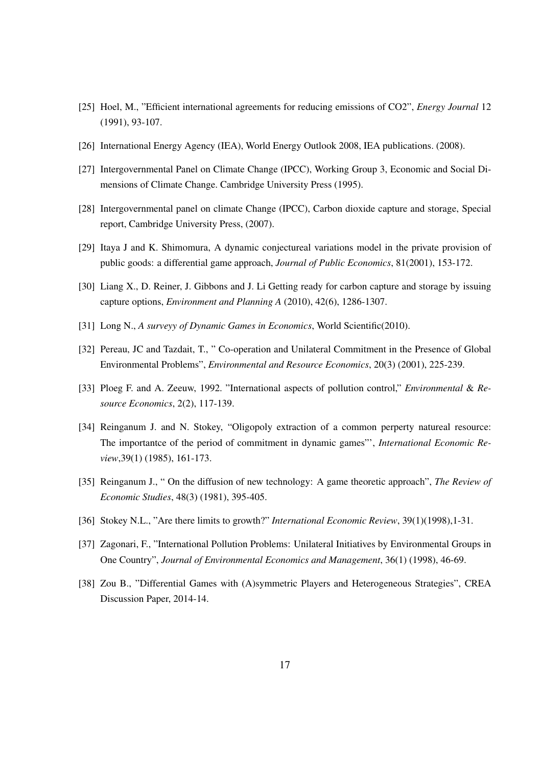[25] Hoel, M., "Efficient international agreements for reducing emissions of CO2", *Energy Journal* 12 (1991), 93-107.

[26] International Energy Agency (IEA), World Energy Outlook 2008, IEA publications. (2008).

[27] Intergovernmental Panel on Climate Change (IPCC), Working Group 3, Economic and Social Dimensions of Climate Change. Cambridge University Press (1995).

[28] Intergovernmental panel on climate Change (IPCC), Carbon dioxide capture and storage, Special report, Cambridge University Press, (2007).

[29] Itaya J and K. Shimomura, A dynamic conjectureal variations model in the private provision of public goods: a differential game approach, *Journal of Public Economics*, 81(2001), 153-172.

[30] Liang X., D. Reiner, J. Gibbons and J. Li Getting ready for carbon capture and storage by issuing capture options, *Environment and Planning A* (2010), 42(6), 1286-1307.

[31] Long N., *A surveyy of Dynamic Games in Economics*, World Scientific(2010).

[32] Pereau, JC and Tazdait, T., " Co-operation and Unilateral Commitment in the Presence of Global Environmental Problems", *Environmental and Resource Economics*, 20(3) (2001), 225-239.

[33] Ploeg F. and A. Zeeuw, 1992. "International aspects of pollution control," *Environmental* & *Resource Economics*, 2(2), 117-139.

[34] Reinganum J. and N. Stokey, "Oligopoly extraction of a common perperty natureal resource: The importantce of the period of commitment in dynamic games"', *International Economic Review*,39(1) (1985), 161-173.

[35] Reinganum J., " On the diffusion of new technology: A game theoretic approach", *The Review of Economic Studies*, 48(3) (1981), 395-405.

[36] Stokey N.L., "Are there limits to growth?" *International Economic Review*, 39(1)(1998),1-31.

[37] Zagonari, F., "International Pollution Problems: Unilateral Initiatives by Environmental Groups in One Country", *Journal of Environmental Economics and Management*, 36(1) (1998), 46-69.

[38] Zou B., "Differential Games with (A)symmetric Players and Heterogeneous Strategies", CREA Discussion Paper, 2014-14.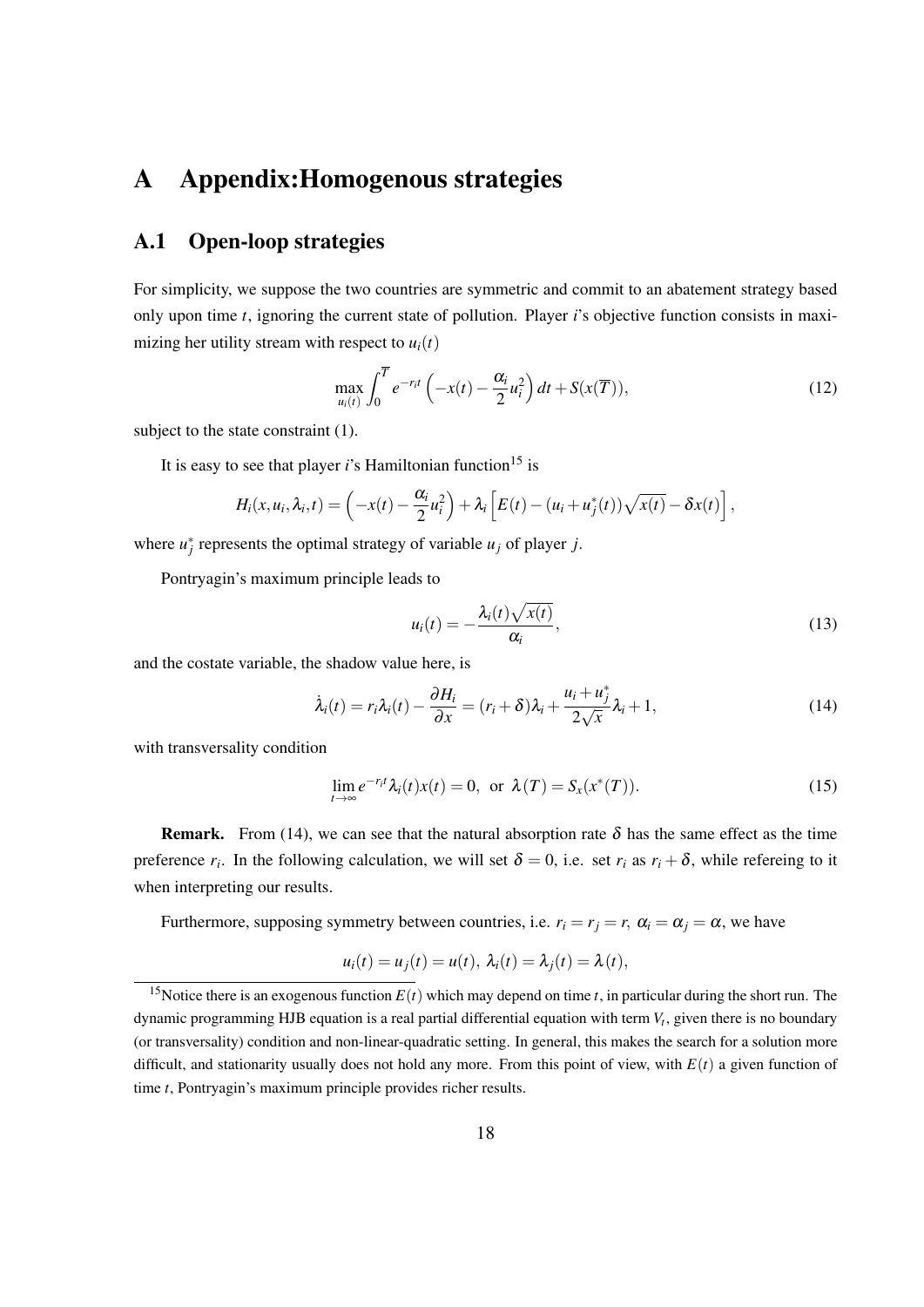# A Appendix:Homogenous strategies

## A.1 Open-loop strategies

For simplicity, we suppose the two countries are symmetric and commit to an abatement strategy based only upon time $t$, ignoring the current state of pollution. Player $i$'s objective function consists in maximizing her utility stream with respect to $u_i(t)$

$$\max_{u_i(t)} \int_0^{\overline{T}} e^{-r_i t} \left(-x(t) - \frac{\alpha_i}{2} u_i^2\right) dt + S(x(\overline{T})), \tag{12}$$

subject to the state constraint (1).

It is easy to see that player $i$'s Hamiltonian function[15] is

$$H_i(x, u_i, \lambda_i, t) = \left(-x(t) - \frac{\alpha_i}{2} u_i^2\right) + \lambda_i \left[E(t) - (u_i + u_j^*(t))\sqrt{x(t)} - \delta x(t)\right],$$

where $u_j^*$ represents the optimal strategy of variable $u_j$ of player $j$.

Pontryagin's maximum principle leads to

$$u_i(t) = -\frac{\lambda_i(t)\sqrt{x(t)}}{\alpha_i}, \tag{13}$$

and the costate variable, the shadow value here, is

$$\dot{\lambda}_i(t) = r_i \lambda_i(t) - \frac{\partial H_i}{\partial x} = (r_i + \delta)\lambda_i + \frac{u_i + u_j^*}{2\sqrt{x}}\lambda_i + 1, \tag{14}$$

with transversality condition

$$\lim_{t \to \infty} e^{-r_i t} \lambda_i(t) x(t) = 0, \text{ or } \lambda(T) = S_x(x^*(T)). \tag{15}$$

**Remark.** From (14), we can see that the natural absorption rate $\delta$ has the same effect as the time preference $r_i$. In the following calculation, we will set $\delta = 0$, i.e. set $r_i$ as $r_i + \delta$, while refereing to it when interpreting our results.

Furthermore, supposing symmetry between countries, i.e. $r_i = r_j = r$, $\alpha_i = \alpha_j = \alpha$, we have

$$u_i(t) = u_j(t) = u(t), \ \lambda_i(t) = \lambda_j(t) = \lambda(t),$$

[15]Notice there is an exogenous function $E(t)$ which may depend on time $t$, in particular during the short run. The dynamic programming HJB equation is a real partial differential equation with term $V_t$, given there is no boundary (or transversality) condition and non-linear-quadratic setting. In general, this makes the search for a solution more difficult, and stationarity usually does not hold any more. From this point of view, with $E(t)$ a given function of time $t$, Pontryagin's maximum principle provides richer results.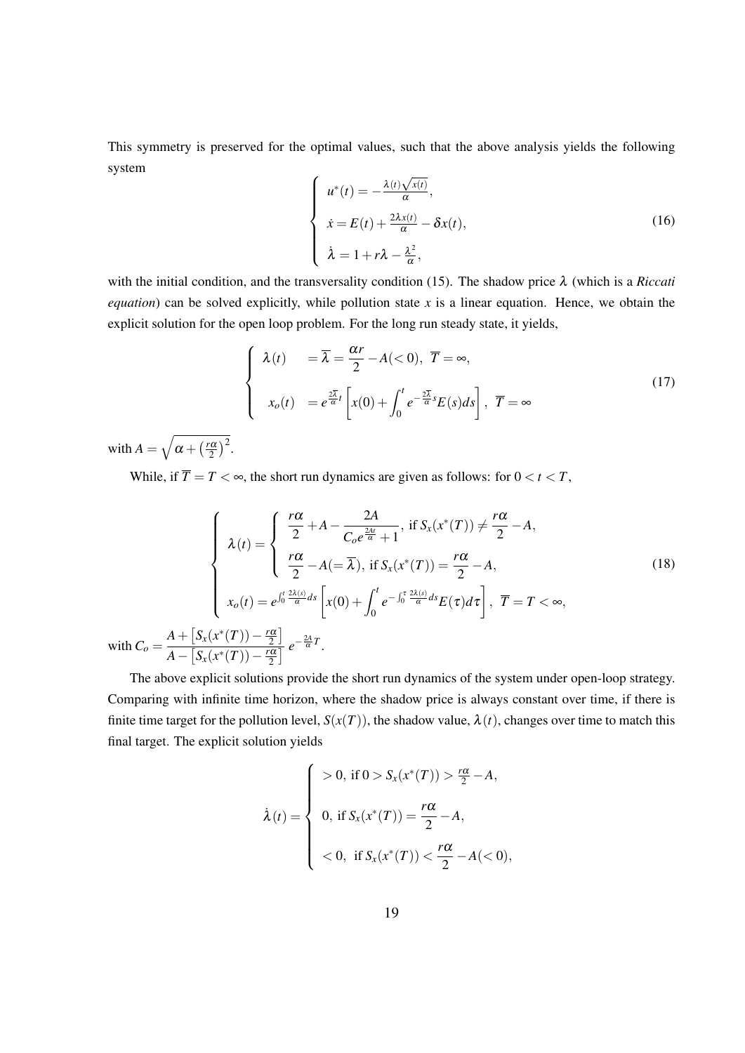This symmetry is preserved for the optimal values, such that the above analysis yields the following system

$$
\left\{
\begin{array}{l}
u^*(t) = -\frac{\lambda(t)\sqrt{x(t)}}{\alpha}, \\
\dot{x} = E(t) + \frac{2\lambda x(t)}{\alpha} - \delta x(t), \\
\dot{\lambda} = 1 + r\lambda - \frac{\lambda^2}{\alpha},
\end{array}
\right.
\tag{16}
$$

with the initial condition, and the transversality condition (15). The shadow price $\lambda$ (which is a *Riccati equation*) can be solved explicitly, while pollution state $x$ is a linear equation. Hence, we obtain the explicit solution for the open loop problem. For the long run steady state, it yields,

$$
\left\{
\begin{array}{ll}
\lambda(t) & = \overline{\lambda} = \dfrac{\alpha r}{2} - A(<0), \ \overline{T} = \infty, \\
x_o(t) & = e^{\frac{2\overline{\lambda}}{\alpha}t}\left[x(0) + \displaystyle\int_0^t e^{-\frac{2\overline{\lambda}}{\alpha}s} E(s)ds\right], \ \overline{T} = \infty
\end{array}
\right.
\tag{17}
$$

with $A = \sqrt{\alpha + \left(\frac{r\alpha}{2}\right)^2}$.

While, if $\overline{T} = T < \infty$, the short run dynamics are given as follows: for $0 < t < T$,

$$
\left\{
\begin{array}{l}
\lambda(t) = \left\{
\begin{array}{l}
\dfrac{r\alpha}{2} + A - \dfrac{2A}{C_o e^{\frac{2At}{\alpha}} + 1}, \text{ if } S_x(x^*(T)) \neq \dfrac{r\alpha}{2} - A, \\
\dfrac{r\alpha}{2} - A(= \overline{\lambda}), \text{ if } S_x(x^*(T)) = \dfrac{r\alpha}{2} - A,
\end{array}
\right. \\
x_o(t) = e^{\int_0^t \frac{2\lambda(s)}{\alpha}ds}\left[x(0) + \displaystyle\int_0^t e^{-\int_0^\tau \frac{2\lambda(s)}{\alpha}ds} E(\tau)d\tau\right], \ \overline{T} = T < \infty,
\end{array}
\right.
\tag{18}
$$

with $C_o = \dfrac{A + \left[S_x(x^*(T)) - \frac{r\alpha}{2}\right]}{A - \left[S_x(x^*(T)) - \frac{r\alpha}{2}\right]} e^{-\frac{2A}{\alpha}T}$.

The above explicit solutions provide the short run dynamics of the system under open-loop strategy. Comparing with infinite time horizon, where the shadow price is always constant over time, if there is finite time target for the pollution level, $S(x(T))$, the shadow value, $\lambda(t)$, changes over time to match this final target. The explicit solution yields

$$
\dot{\lambda}(t) = \left\{
\begin{array}{l}
> 0, \text{ if } 0 > S_x(x^*(T)) > \frac{r\alpha}{2} - A, \\
0, \text{ if } S_x(x^*(T)) = \dfrac{r\alpha}{2} - A, \\
< 0, \ \text{ if } S_x(x^*(T)) < \dfrac{r\alpha}{2} - A(<0),
\end{array}
\right.
$$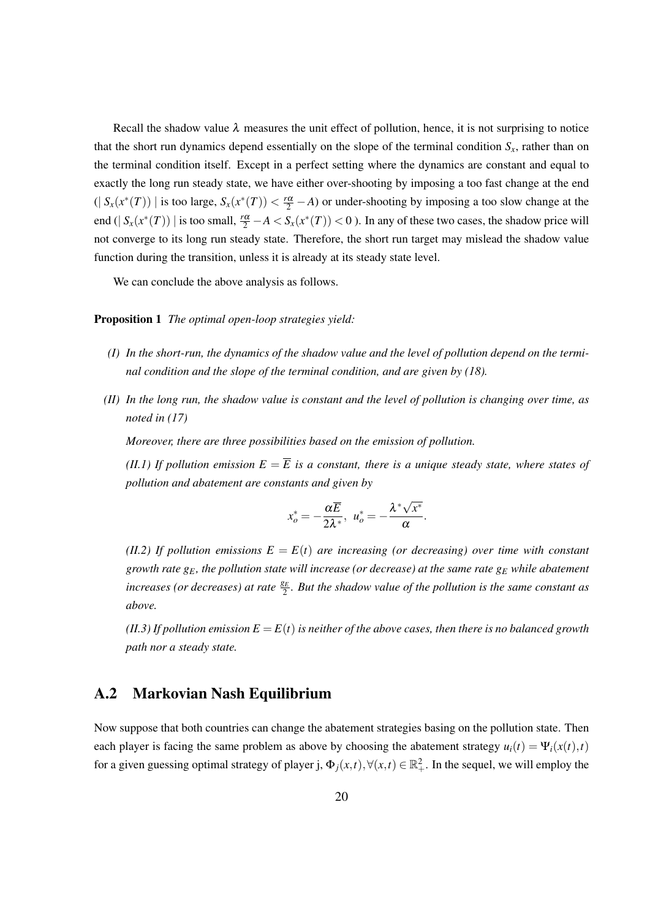Recall the shadow value $\lambda$ measures the unit effect of pollution, hence, it is not surprising to notice that the short run dynamics depend essentially on the slope of the terminal condition $S_x$, rather than on the terminal condition itself. Except in a perfect setting where the dynamics are constant and equal to exactly the long run steady state, we have either over-shooting by imposing a too fast change at the end ($\mid S_x(x^*(T)) \mid$ is too large, $S_x(x^*(T)) < \frac{r\alpha}{2} - A$) or under-shooting by imposing a too slow change at the end ($\mid S_x(x^*(T)) \mid$ is too small, $\frac{r\alpha}{2} - A < S_x(x^*(T)) < 0$ ). In any of these two cases, the shadow price will not converge to its long run steady state. Therefore, the short run target may mislead the shadow value function during the transition, unless it is already at its steady state level.

We can conclude the above analysis as follows.

**Proposition 1** *The optimal open-loop strategies yield:*

*(I) In the short-run, the dynamics of the shadow value and the level of pollution depend on the terminal condition and the slope of the terminal condition, and are given by (18).*

*(II) In the long run, the shadow value is constant and the level of pollution is changing over time, as noted in (17)*

*Moreover, there are three possibilities based on the emission of pollution.*

*(II.1) If pollution emission $E = \overline{E}$ is a constant, there is a unique steady state, where states of pollution and abatement are constants and given by*

$$x_o^* = -\frac{\alpha\overline{E}}{2\lambda^*}, \; u_o^* = -\frac{\lambda^*\sqrt{x^*}}{\alpha}.$$

*(II.2) If pollution emissions $E = E(t)$ are increasing (or decreasing) over time with constant growth rate $g_E$, the pollution state will increase (or decrease) at the same rate $g_E$ while abatement increases (or decreases) at rate $\frac{g_E}{2}$. But the shadow value of the pollution is the same constant as above.*

*(II.3) If pollution emission $E = E(t)$ is neither of the above cases, then there is no balanced growth path nor a steady state.*

## A.2 Markovian Nash Equilibrium

Now suppose that both countries can change the abatement strategies basing on the pollution state. Then each player is facing the same problem as above by choosing the abatement strategy $u_i(t) = \Psi_i(x(t),t)$ for a given guessing optimal strategy of player j, $\Phi_j(x,t), \forall(x,t) \in \mathbb{R}_+^2$. In the sequel, we will employ the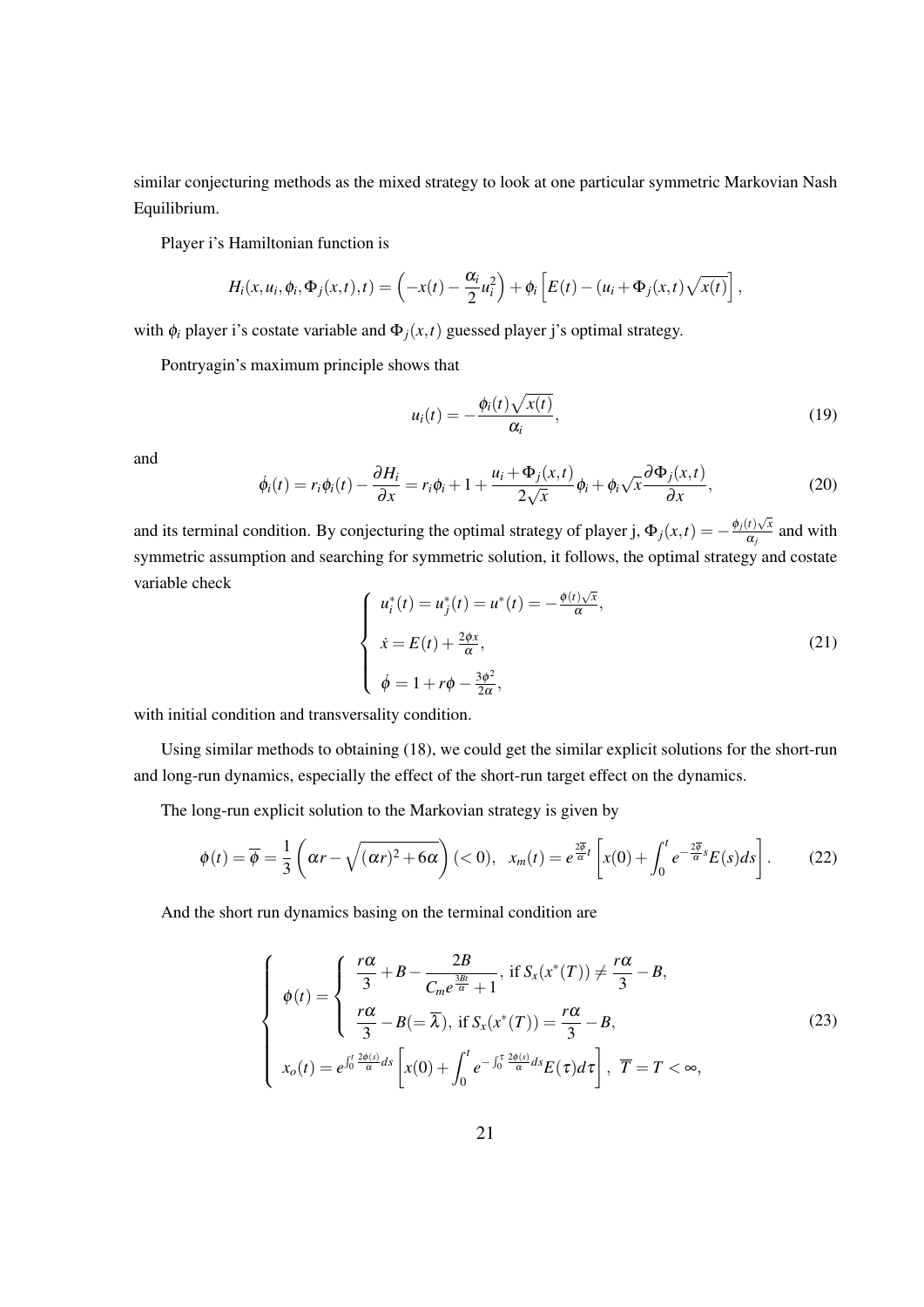similar conjecturing methods as the mixed strategy to look at one particular symmetric Markovian Nash Equilibrium.

Player i's Hamiltonian function is

$$H_i(x,u_i,\phi_i,\Phi_j(x,t),t) = \left(-x(t) - \frac{\alpha_i}{2}u_i^2\right) + \phi_i\left[E(t) - (u_i + \Phi_j(x,t)\sqrt{x(t)}\right],$$

with $\phi_i$ player i's costate variable and $\Phi_j(x,t)$ guessed player j's optimal strategy.

Pontryagin's maximum principle shows that

$$u_i(t) = -\frac{\phi_i(t)\sqrt{x(t)}}{\alpha_i}, \tag{19}$$

and

$$\dot{\phi}_i(t) = r_i\phi_i(t) - \frac{\partial H_i}{\partial x} = r_i\phi_i + 1 + \frac{u_i + \Phi_j(x,t)}{2\sqrt{x}}\phi_i + \phi_i\sqrt{x}\frac{\partial \Phi_j(x,t)}{\partial x}, \tag{20}$$

and its terminal condition. By conjecturing the optimal strategy of player j, $\Phi_j(x,t) = -\frac{\phi_j(t)\sqrt{x}}{\alpha_j}$ and with symmetric assumption and searching for symmetric solution, it follows, the optimal strategy and costate variable check

$$\begin{cases} u_i^*(t) = u_j^*(t) = u^*(t) = -\frac{\phi(t)\sqrt{x}}{\alpha}, \\ \dot{x} = E(t) + \frac{2\phi x}{\alpha}, \\ \dot{\phi} = 1 + r\phi - \frac{3\phi^2}{2\alpha}, \end{cases} \tag{21}$$

with initial condition and transversality condition.

Using similar methods to obtaining (18), we could get the similar explicit solutions for the short-run and long-run dynamics, especially the effect of the short-run target effect on the dynamics.

The long-run explicit solution to the Markovian strategy is given by

$$\phi(t) = \overline{\phi} = \frac{1}{3}\left(\alpha r - \sqrt{(\alpha r)^2 + 6\alpha}\right)(<0), \quad x_m(t) = e^{\frac{2\overline{\phi}}{\alpha}t}\left[x(0) + \int_0^t e^{-\frac{2\overline{\phi}}{\alpha}s}E(s)ds\right]. \tag{22}$$

And the short run dynamics basing on the terminal condition are

$$\begin{cases} \phi(t) = \begin{cases} \dfrac{r\alpha}{3} + B - \dfrac{2B}{C_m e^{\frac{3Bt}{\alpha}} + 1}, \text{ if } S_x(x^*(T)) \neq \dfrac{r\alpha}{3} - B, \\ \dfrac{r\alpha}{3} - B (= \overline{\lambda}), \text{ if } S_x(x^*(T)) = \dfrac{r\alpha}{3} - B, \end{cases} \\ x_o(t) = e^{\int_0^t \frac{2\phi(s)}{\alpha}ds}\left[x(0) + \displaystyle\int_0^t e^{-\int_0^\tau \frac{2\phi(s)}{\alpha}ds}E(\tau)d\tau\right], \ \overline{T} = T < \infty, \end{cases} \tag{23}$$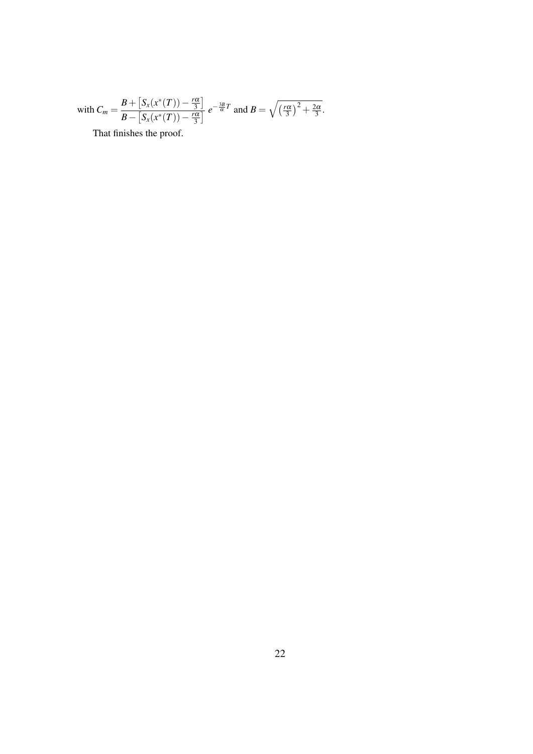with $C_m = \dfrac{B + \left[S_x(x^*(T)) - \frac{r\alpha}{3}\right]}{B - \left[S_x(x^*(T)) - \frac{r\alpha}{3}\right]}\, e^{-\frac{3B}{\alpha}T}$ and $B = \sqrt{\left(\frac{r\alpha}{3}\right)^2 + \frac{2\alpha}{3}}$.

That finishes the proof.